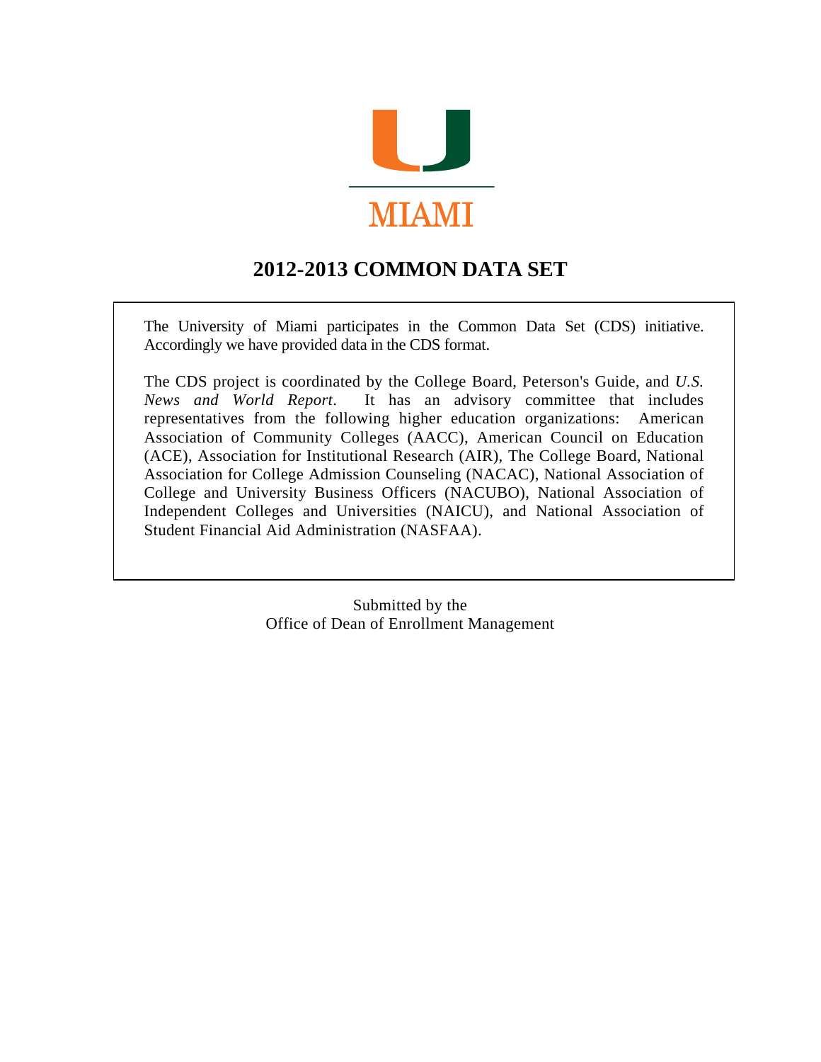MIAMI

# 2012-2013 COMMON DATA SET

The University of Miami participates in the Common Data Set (CDS) initiative. Accordingly we have provided data in the CDS format.

The CDS project is coordinated by the College Board, Peterson's Guide, and *U.S. News and World Report*. It has an advisory committee that includes representatives from the following higher education organizations: American Association of Community Colleges (AACC), American Council on Education (ACE), Association for Institutional Research (AIR), The College Board, National Association for College Admission Counseling (NACAC), National Association of College and University Business Officers (NACUBO), National Association of Independent Colleges and Universities (NAICU), and National Association of Student Financial Aid Administration (NASFAA).

Submitted by the
Office of Dean of Enrollment Management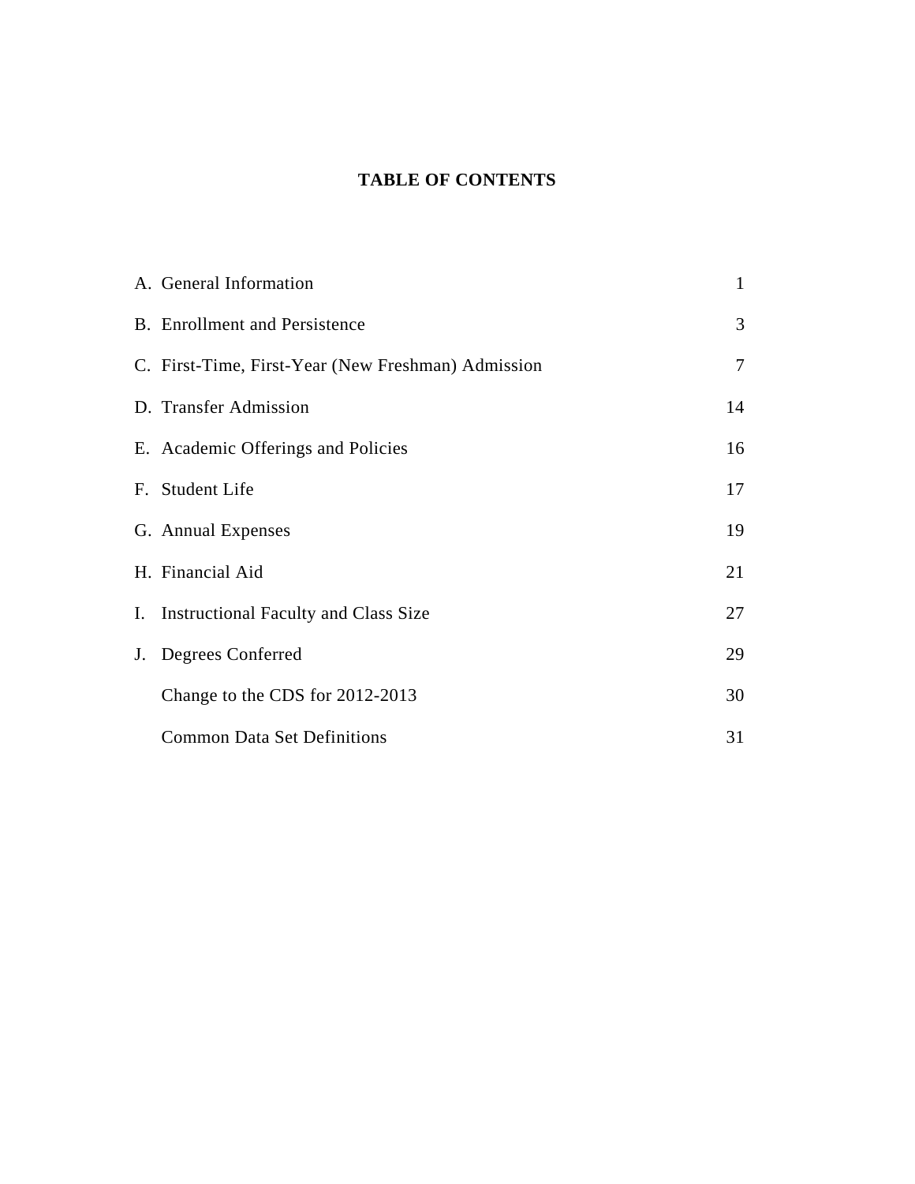# TABLE OF CONTENTS

| | | |
|---|---|---|
| A. | General Information | 1 |
| B. | Enrollment and Persistence | 3 |
| C. | First-Time, First-Year (New Freshman) Admission | 7 |
| D. | Transfer Admission | 14 |
| E. | Academic Offerings and Policies | 16 |
| F. | Student Life | 17 |
| G. | Annual Expenses | 19 |
| H. | Financial Aid | 21 |
| I. | Instructional Faculty and Class Size | 27 |
| J. | Degrees Conferred | 29 |
| | Change to the CDS for 2012-2013 | 30 |
| | Common Data Set Definitions | 31 |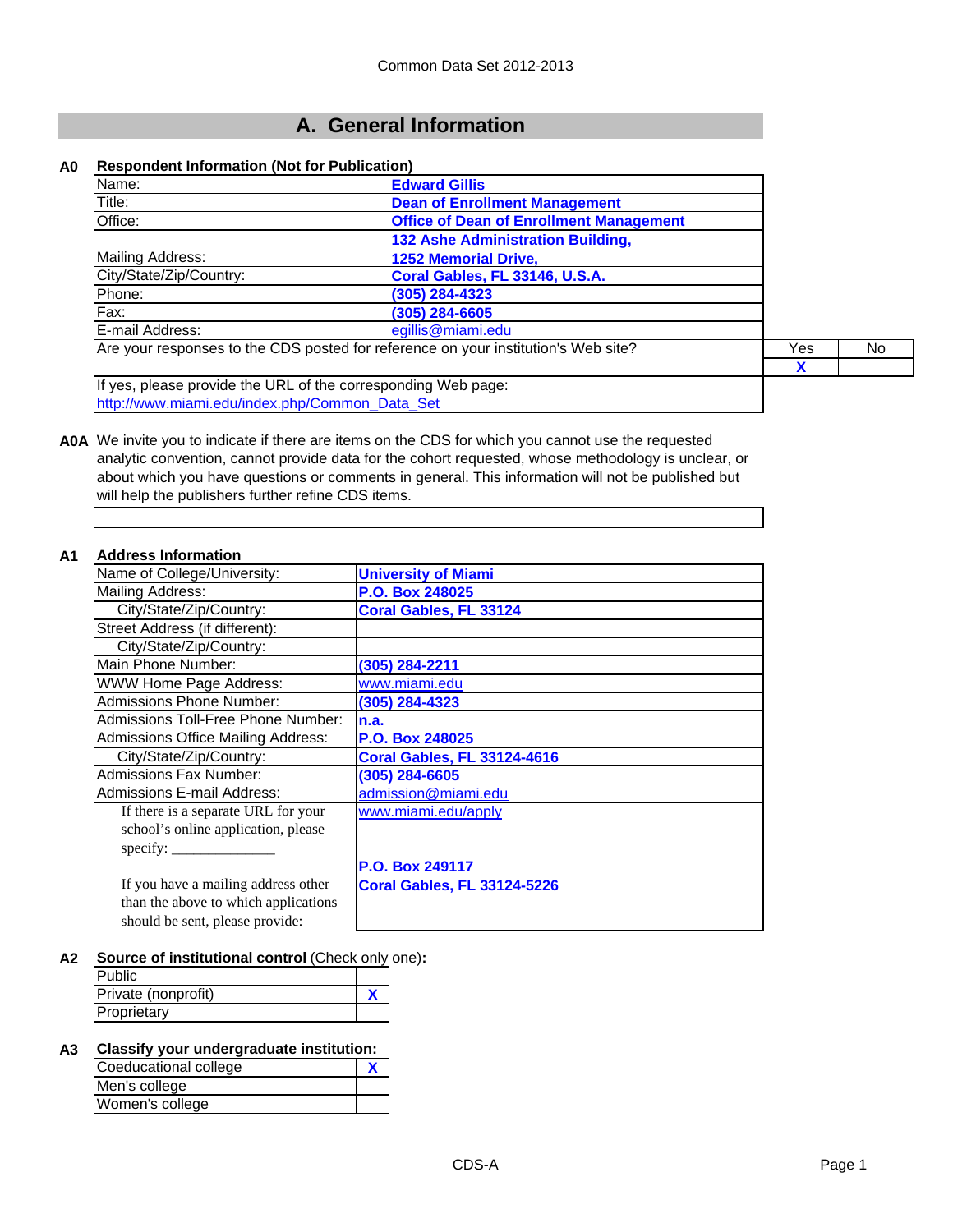Common Data Set 2012-2013

# A. General Information

**A0 Respondent Information (Not for Publication)**

| | |
|---|---|
| Name: | **Edward Gillis** |
| Title: | **Dean of Enrollment Management** |
| Office: | **Office of Dean of Enrollment Management** |
| Mailing Address: | **132 Ashe Administration Building, 1252 Memorial Drive,** |
| City/State/Zip/Country: | **Coral Gables, FL 33146, U.S.A.** |
| Phone: | **(305) 284-4323** |
| Fax: | **(305) 284-6605** |
| E-mail Address: | egillis@miami.edu |

| Are your responses to the CDS posted for reference on your institution's Web site? | Yes | No |
|---|---|---|
| | X | |

If yes, please provide the URL of the corresponding Web page:
http://www.miami.edu/index.php/Common_Data_Set

**A0A** We invite you to indicate if there are items on the CDS for which you cannot use the requested analytic convention, cannot provide data for the cohort requested, whose methodology is unclear, or about which you have questions or comments in general. This information will not be published but will help the publishers further refine CDS items.

**A1 Address Information**

| | |
|---|---|
| Name of College/University: | **University of Miami** |
| Mailing Address: | **P.O. Box 248025** |
| City/State/Zip/Country: | **Coral Gables, FL 33124** |
| Street Address (if different): | |
| City/State/Zip/Country: | |
| Main Phone Number: | **(305) 284-2211** |
| WWW Home Page Address: | www.miami.edu |
| Admissions Phone Number: | **(305) 284-4323** |
| Admissions Toll-Free Phone Number: | **n.a.** |
| Admissions Office Mailing Address: | **P.O. Box 248025** |
| City/State/Zip/Country: | **Coral Gables, FL 33124-4616** |
| Admissions Fax Number: | **(305) 284-6605** |
| Admissions E-mail Address: | admission@miami.edu |
| If there is a separate URL for your school's online application, please specify: ______________ | www.miami.edu/apply |
| If you have a mailing address other than the above to which applications should be sent, please provide: | **P.O. Box 249117 Coral Gables, FL 33124-5226** |

**A2 Source of institutional control** (Check only one)**:**

| | |
|---|---|
| Public | |
| Private (nonprofit) | X |
| Proprietary | |

**A3 Classify your undergraduate institution:**

| | |
|---|---|
| Coeducational college | X |
| Men's college | |
| Women's college | |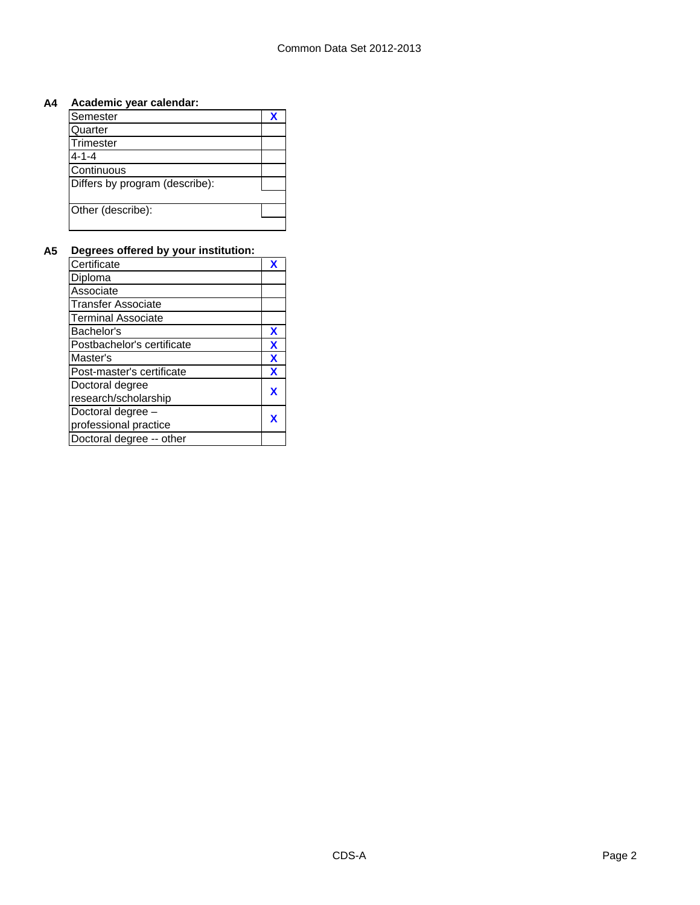**A4 Academic year calendar:**

| | |
|---|---|
| Semester | X |
| Quarter | |
| Trimester | |
| 4-1-4 | |
| Continuous | |
| Differs by program (describe): | |
| Other (describe): | |

**A5 Degrees offered by your institution:**

| | |
|---|---|
| Certificate | X |
| Diploma | |
| Associate | |
| Transfer Associate | |
| Terminal Associate | |
| Bachelor's | X |
| Postbachelor's certificate | X |
| Master's | X |
| Post-master's certificate | X |
| Doctoral degree research/scholarship | X |
| Doctoral degree – professional practice | X |
| Doctoral degree -- other | |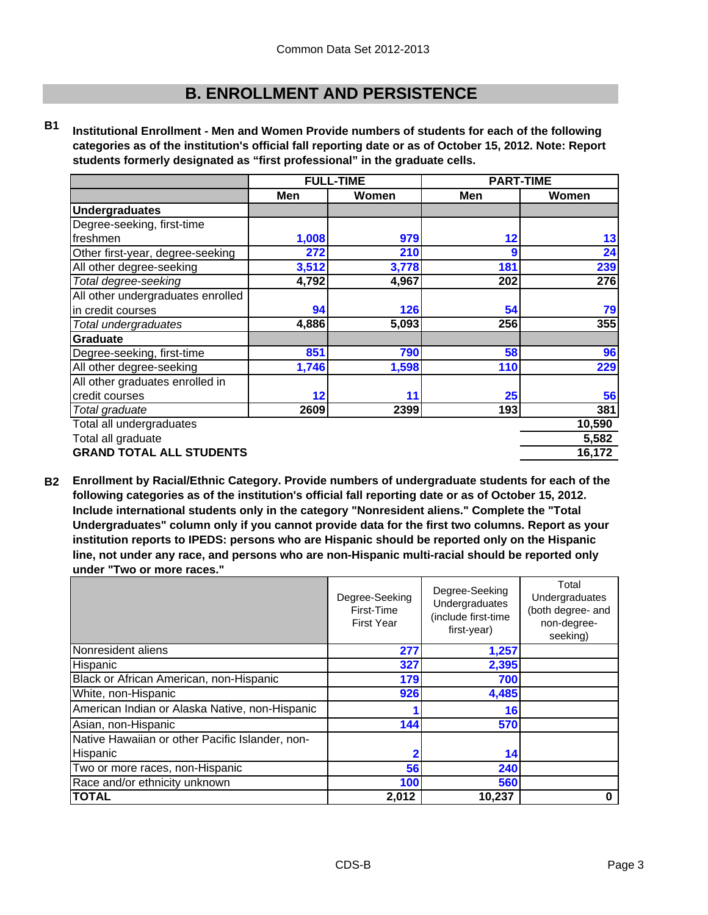Common Data Set 2012-2013

# B. ENROLLMENT AND PERSISTENCE

**B1 Institutional Enrollment - Men and Women Provide numbers of students for each of the following categories as of the institution's official fall reporting date or as of October 15, 2012. Note: Report students formerly designated as "first professional" in the graduate cells.**

| | FULL-TIME | | PART-TIME | |
|---|---|---|---|---|
| | Men | Women | Men | Women |
| **Undergraduates** | | | | |
| Degree-seeking, first-time freshmen | 1,008 | 979 | 12 | 13 |
| Other first-year, degree-seeking | 272 | 210 | 9 | 24 |
| All other degree-seeking | 3,512 | 3,778 | 181 | 239 |
| *Total degree-seeking* | 4,792 | 4,967 | 202 | 276 |
| All other undergraduates enrolled in credit courses | 94 | 126 | 54 | 79 |
| *Total undergraduates* | 4,886 | 5,093 | 256 | 355 |
| **Graduate** | | | | |
| Degree-seeking, first-time | 851 | 790 | 58 | 96 |
| All other degree-seeking | 1,746 | 1,598 | 110 | 229 |
| All other graduates enrolled in credit courses | 12 | 11 | 25 | 56 |
| *Total graduate* | 2609 | 2399 | 193 | 381 |
| Total all undergraduates | | | | 10,590 |
| Total all graduate | | | | 5,582 |
| **GRAND TOTAL ALL STUDENTS** | | | | 16,172 |

**B2 Enrollment by Racial/Ethnic Category. Provide numbers of undergraduate students for each of the following categories as of the institution's official fall reporting date or as of October 15, 2012. Include international students only in the category "Nonresident aliens." Complete the "Total Undergraduates" column only if you cannot provide data for the first two columns. Report as your institution reports to IPEDS: persons who are Hispanic should be reported only on the Hispanic line, not under any race, and persons who are non-Hispanic multi-racial should be reported only under "Two or more races."**

| | Degree-Seeking First-Time First Year | Degree-Seeking Undergraduates (include first-time first-year) | Total Undergraduates (both degree- and non-degree-seeking) |
|---|---|---|---|
| Nonresident aliens | 277 | 1,257 | |
| Hispanic | 327 | 2,395 | |
| Black or African American, non-Hispanic | 179 | 700 | |
| White, non-Hispanic | 926 | 4,485 | |
| American Indian or Alaska Native, non-Hispanic | 1 | 16 | |
| Asian, non-Hispanic | 144 | 570 | |
| Native Hawaiian or other Pacific Islander, non-Hispanic | 2 | 14 | |
| Two or more races, non-Hispanic | 56 | 240 | |
| Race and/or ethnicity unknown | 100 | 560 | |
| **TOTAL** | 2,012 | 10,237 | 0 |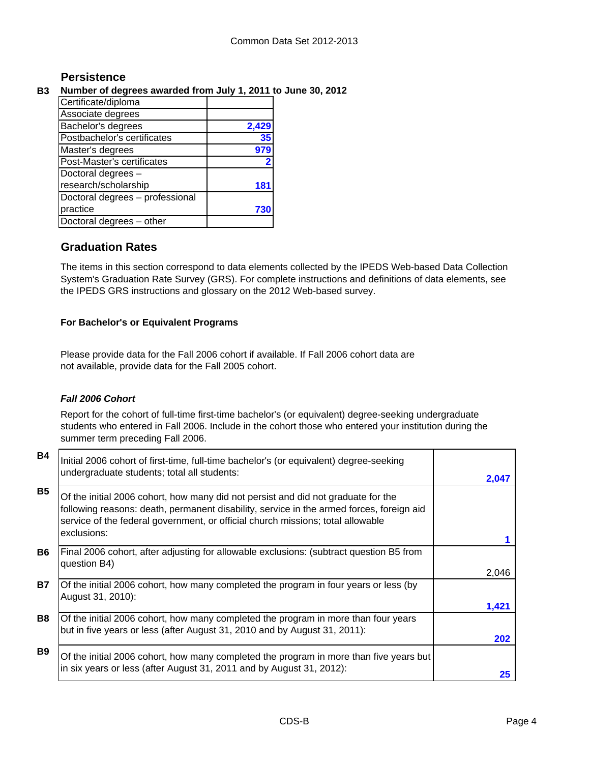## Persistence

**B3 Number of degrees awarded from July 1, 2011 to June 30, 2012**

| Degree | Number |
|---|---|
| Certificate/diploma | |
| Associate degrees | |
| Bachelor's degrees | 2,429 |
| Postbachelor's certificates | 35 |
| Master's degrees | 979 |
| Post-Master's certificates | 2 |
| Doctoral degrees – research/scholarship | 181 |
| Doctoral degrees – professional practice | 730 |
| Doctoral degrees – other | |

## Graduation Rates

The items in this section correspond to data elements collected by the IPEDS Web-based Data Collection System's Graduation Rate Survey (GRS). For complete instructions and definitions of data elements, see the IPEDS GRS instructions and glossary on the 2012 Web-based survey.

**For Bachelor's or Equivalent Programs**

Please provide data for the Fall 2006 cohort if available. If Fall 2006 cohort data are not available, provide data for the Fall 2005 cohort.

***Fall 2006 Cohort***

Report for the cohort of full-time first-time bachelor's (or equivalent) degree-seeking undergraduate students who entered in Fall 2006. Include in the cohort those who entered your institution during the summer term preceding Fall 2006.

| Item | Description | Value |
|---|---|---|
| B4 | Initial 2006 cohort of first-time, full-time bachelor's (or equivalent) degree-seeking undergraduate students; total all students: | 2,047 |
| B5 | Of the initial 2006 cohort, how many did not persist and did not graduate for the following reasons: death, permanent disability, service in the armed forces, foreign aid service of the federal government, or official church missions; total allowable exclusions: | 1 |
| B6 | Final 2006 cohort, after adjusting for allowable exclusions: (subtract question B5 from question B4) | 2,046 |
| B7 | Of the initial 2006 cohort, how many completed the program in four years or less (by August 31, 2010): | 1,421 |
| B8 | Of the initial 2006 cohort, how many completed the program in more than four years but in five years or less (after August 31, 2010 and by August 31, 2011): | 202 |
| B9 | Of the initial 2006 cohort, how many completed the program in more than five years but in six years or less (after August 31, 2011 and by August 31, 2012): | 25 |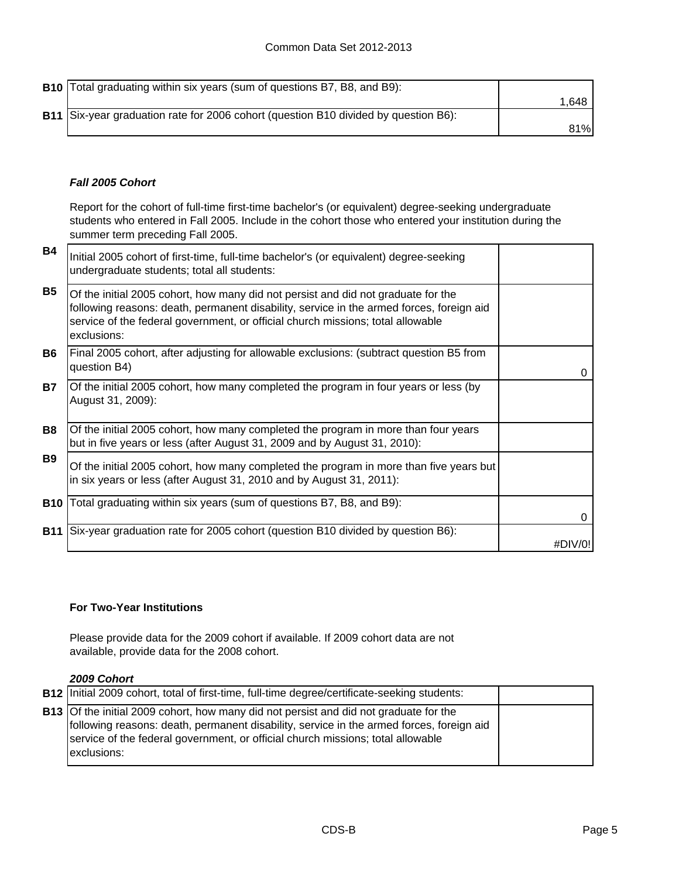| | | |
|---|---|---|
| **B10** | Total graduating within six years (sum of questions B7, B8, and B9): | 1,648 |
| **B11** | Six-year graduation rate for 2006 cohort (question B10 divided by question B6): | 81% |

***Fall 2005 Cohort***

Report for the cohort of full-time first-time bachelor's (or equivalent) degree-seeking undergraduate students who entered in Fall 2005. Include in the cohort those who entered your institution during the summer term preceding Fall 2005.

| | | |
|---|---|---|
| **B4** | Initial 2005 cohort of first-time, full-time bachelor's (or equivalent) degree-seeking undergraduate students; total all students: | |
| **B5** | Of the initial 2005 cohort, how many did not persist and did not graduate for the following reasons: death, permanent disability, service in the armed forces, foreign aid service of the federal government, or official church missions; total allowable exclusions: | |
| **B6** | Final 2005 cohort, after adjusting for allowable exclusions: (subtract question B5 from question B4) | 0 |
| **B7** | Of the initial 2005 cohort, how many completed the program in four years or less (by August 31, 2009): | |
| **B8** | Of the initial 2005 cohort, how many completed the program in more than four years but in five years or less (after August 31, 2009 and by August 31, 2010): | |
| **B9** | Of the initial 2005 cohort, how many completed the program in more than five years but in six years or less (after August 31, 2010 and by August 31, 2011): | |
| **B10** | Total graduating within six years (sum of questions B7, B8, and B9): | 0 |
| **B11** | Six-year graduation rate for 2005 cohort (question B10 divided by question B6): | #DIV/0! |

**For Two-Year Institutions**

Please provide data for the 2009 cohort if available. If 2009 cohort data are not available, provide data for the 2008 cohort.

***2009 Cohort***

| | | |
|---|---|---|
| **B12** | Initial 2009 cohort, total of first-time, full-time degree/certificate-seeking students: | |
| **B13** | Of the initial 2009 cohort, how many did not persist and did not graduate for the following reasons: death, permanent disability, service in the armed forces, foreign aid service of the federal government, or official church missions; total allowable exclusions: | |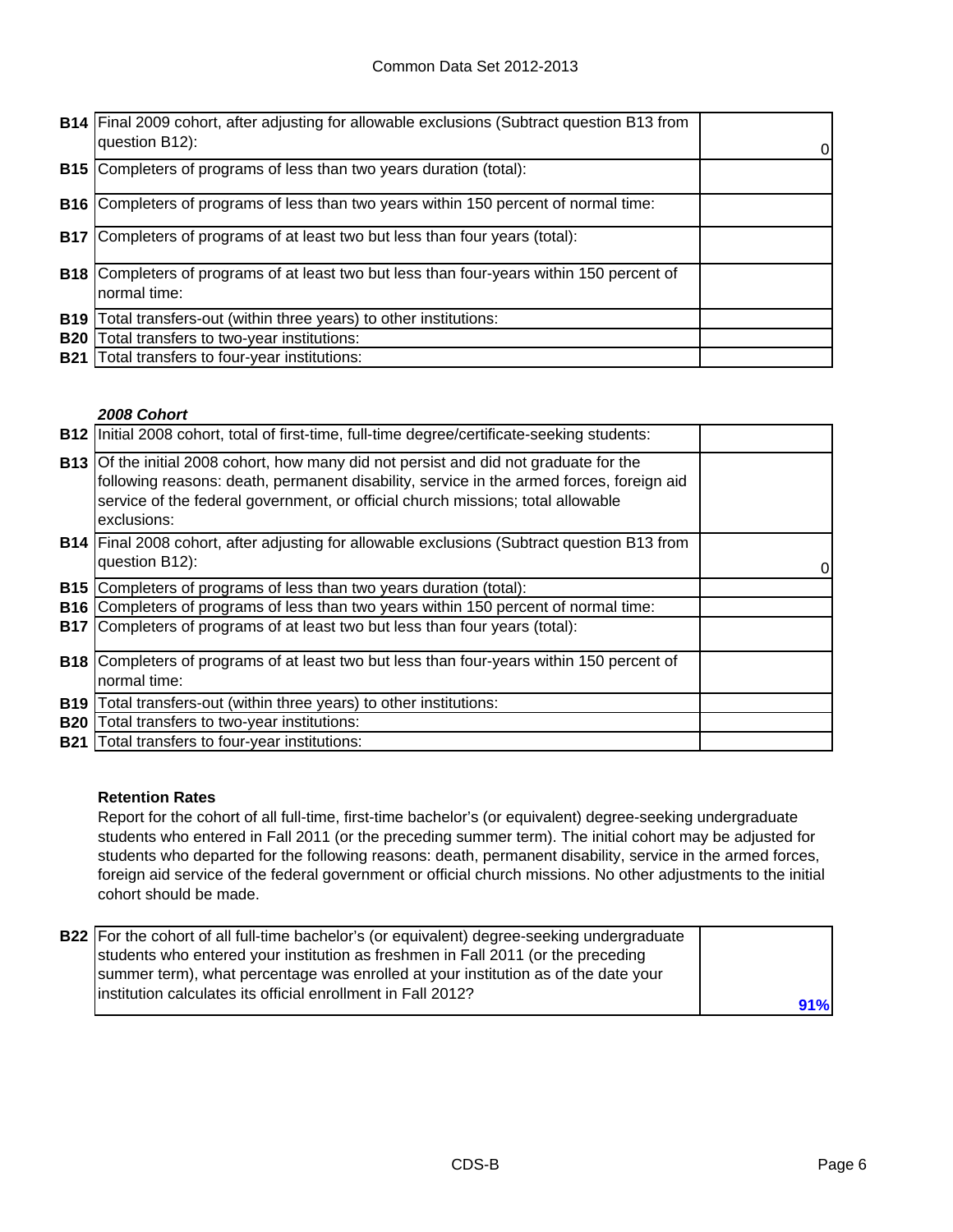| | | |
|---|---|---|
| **B14** | Final 2009 cohort, after adjusting for allowable exclusions (Subtract question B13 from question B12): | 0 |
| **B15** | Completers of programs of less than two years duration (total): | |
| **B16** | Completers of programs of less than two years within 150 percent of normal time: | |
| **B17** | Completers of programs of at least two but less than four years (total): | |
| **B18** | Completers of programs of at least two but less than four-years within 150 percent of normal time: | |
| **B19** | Total transfers-out (within three years) to other institutions: | |
| **B20** | Total transfers to two-year institutions: | |
| **B21** | Total transfers to four-year institutions: | |

***2008 Cohort***

| | | |
|---|---|---|
| **B12** | Initial 2008 cohort, total of first-time, full-time degree/certificate-seeking students: | |
| **B13** | Of the initial 2008 cohort, how many did not persist and did not graduate for the following reasons: death, permanent disability, service in the armed forces, foreign aid service of the federal government, or official church missions; total allowable exclusions: | |
| **B14** | Final 2008 cohort, after adjusting for allowable exclusions (Subtract question B13 from question B12): | 0 |
| **B15** | Completers of programs of less than two years duration (total): | |
| **B16** | Completers of programs of less than two years within 150 percent of normal time: | |
| **B17** | Completers of programs of at least two but less than four years (total): | |
| **B18** | Completers of programs of at least two but less than four-years within 150 percent of normal time: | |
| **B19** | Total transfers-out (within three years) to other institutions: | |
| **B20** | Total transfers to two-year institutions: | |
| **B21** | Total transfers to four-year institutions: | |

**Retention Rates**

Report for the cohort of all full-time, first-time bachelor's (or equivalent) degree-seeking undergraduate students who entered in Fall 2011 (or the preceding summer term). The initial cohort may be adjusted for students who departed for the following reasons: death, permanent disability, service in the armed forces, foreign aid service of the federal government or official church missions. No other adjustments to the initial cohort should be made.

| | | |
|---|---|---|
| **B22** | For the cohort of all full-time bachelor's (or equivalent) degree-seeking undergraduate students who entered your institution as freshmen in Fall 2011 (or the preceding summer term), what percentage was enrolled at your institution as of the date your institution calculates its official enrollment in Fall 2012? | **91%** |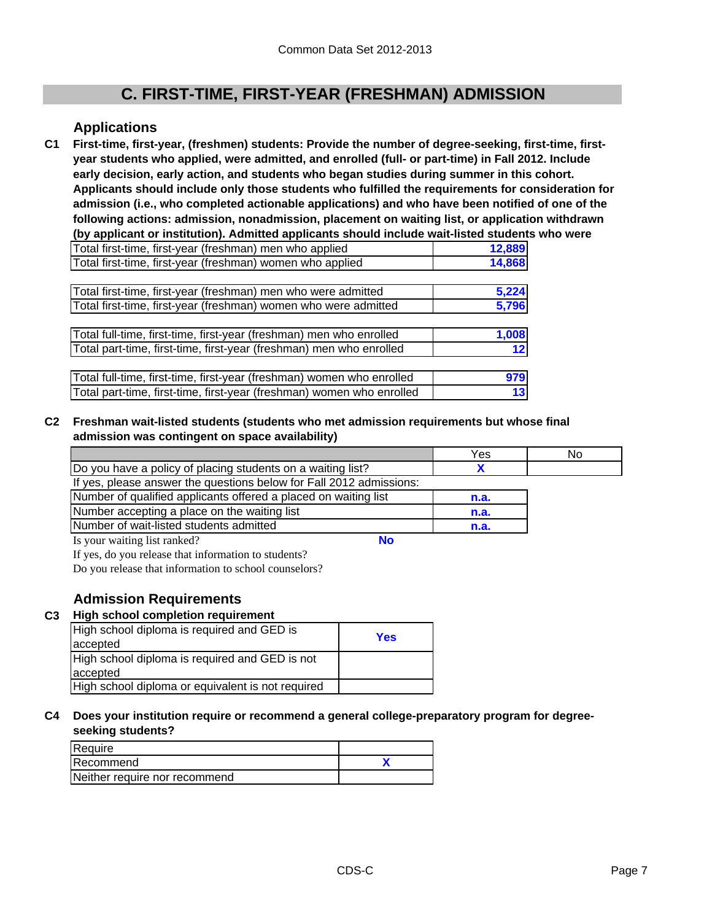# C. FIRST-TIME, FIRST-YEAR (FRESHMAN) ADMISSION

## Applications

**C1 First-time, first-year, (freshmen) students: Provide the number of degree-seeking, first-time, first-year students who applied, were admitted, and enrolled (full- or part-time) in Fall 2012. Include early decision, early action, and students who began studies during summer in this cohort. Applicants should include only those students who fulfilled the requirements for consideration for admission (i.e., who completed actionable applications) and who have been notified of one of the following actions: admission, nonadmission, placement on waiting list, or application withdrawn (by applicant or institution). Admitted applicants should include wait-listed students who were**

| | |
|---|---|
| Total first-time, first-year (freshman) men who applied | 12,889 |
| Total first-time, first-year (freshman) women who applied | 14,868 |

| | |
|---|---|
| Total first-time, first-year (freshman) men who were admitted | 5,224 |
| Total first-time, first-year (freshman) women who were admitted | 5,796 |

| | |
|---|---|
| Total full-time, first-time, first-year (freshman) men who enrolled | 1,008 |
| Total part-time, first-time, first-year (freshman) men who enrolled | 12 |

| | |
|---|---|
| Total full-time, first-time, first-year (freshman) women who enrolled | 979 |
| Total part-time, first-time, first-year (freshman) women who enrolled | 13 |

**C2 Freshman wait-listed students (students who met admission requirements but whose final admission was contingent on space availability)**

| | Yes | No |
|---|---|---|
| Do you have a policy of placing students on a waiting list? | X | |
| If yes, please answer the questions below for Fall 2012 admissions: | | |
| Number of qualified applicants offered a placed on waiting list | n.a. | |
| Number accepting a place on the waiting list | n.a. | |
| Number of wait-listed students admitted | n.a. | |

Is your waiting list ranked? **No**

If yes, do you release that information to students?

Do you release that information to school counselors?

## Admission Requirements

**C3 High school completion requirement**

| | |
|---|---|
| High school diploma is required and GED is accepted | Yes |
| High school diploma is required and GED is not accepted | |
| High school diploma or equivalent is not required | |

**C4 Does your institution require or recommend a general college-preparatory program for degree-seeking students?**

| | |
|---|---|
| Require | |
| Recommend | X |
| Neither require nor recommend | |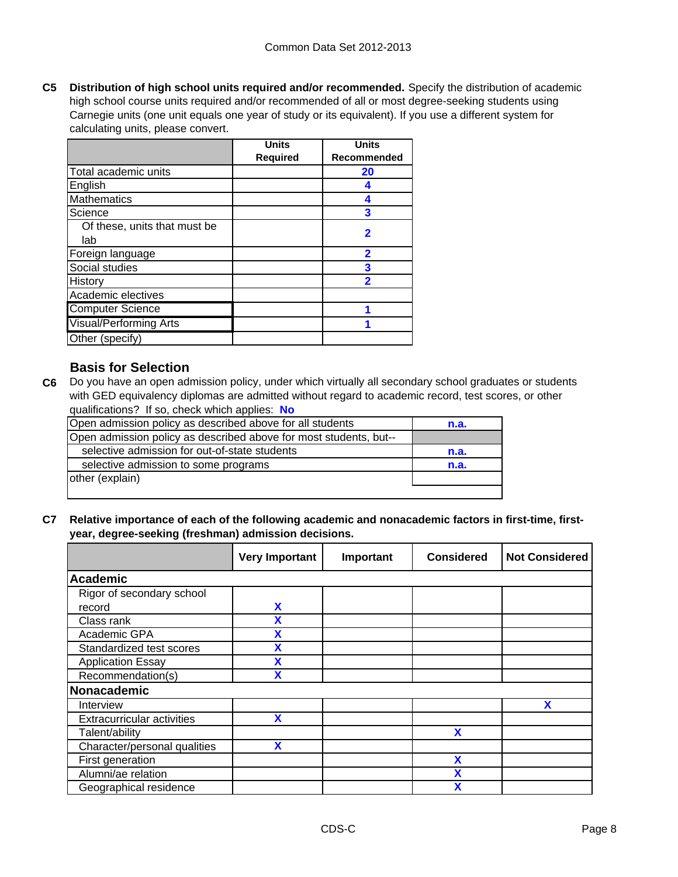**C5** **Distribution of high school units required and/or recommended.** Specify the distribution of academic high school course units required and/or recommended of all or most degree-seeking students using Carnegie units (one unit equals one year of study or its equivalent). If you use a different system for calculating units, please convert.

| | Units Required | Units Recommended |
|---|---|---|
| Total academic units | | 20 |
| English | | 4 |
| Mathematics | | 4 |
| Science | | 3 |
| Of these, units that must be lab | | 2 |
| Foreign language | | 2 |
| Social studies | | 3 |
| History | | 2 |
| Academic electives | | |
| Computer Science | | 1 |
| Visual/Performing Arts | | 1 |
| Other (specify) | | |

## Basis for Selection

**C6** Do you have an open admission policy, under which virtually all secondary school graduates or students with GED equivalency diplomas are admitted without regard to academic record, test scores, or other qualifications? If so, check which applies: **No**

| | |
|---|---|
| Open admission policy as described above for all students | n.a. |
| Open admission policy as described above for most students, but-- | |
| selective admission for out-of-state students | n.a. |
| selective admission to some programs | n.a. |
| other (explain) | |

**C7** **Relative importance of each of the following academic and nonacademic factors in first-time, first-year, degree-seeking (freshman) admission decisions.**

| | Very Important | Important | Considered | Not Considered |
|---|---|---|---|---|
| **Academic** | | | | |
| Rigor of secondary school record | X | | | |
| Class rank | X | | | |
| Academic GPA | X | | | |
| Standardized test scores | X | | | |
| Application Essay | X | | | |
| Recommendation(s) | X | | | |
| **Nonacademic** | | | | |
| Interview | | | | X |
| Extracurricular activities | X | | | |
| Talent/ability | | | X | |
| Character/personal qualities | X | | | |
| First generation | | | X | |
| Alumni/ae relation | | | X | |
| Geographical residence | | | X | |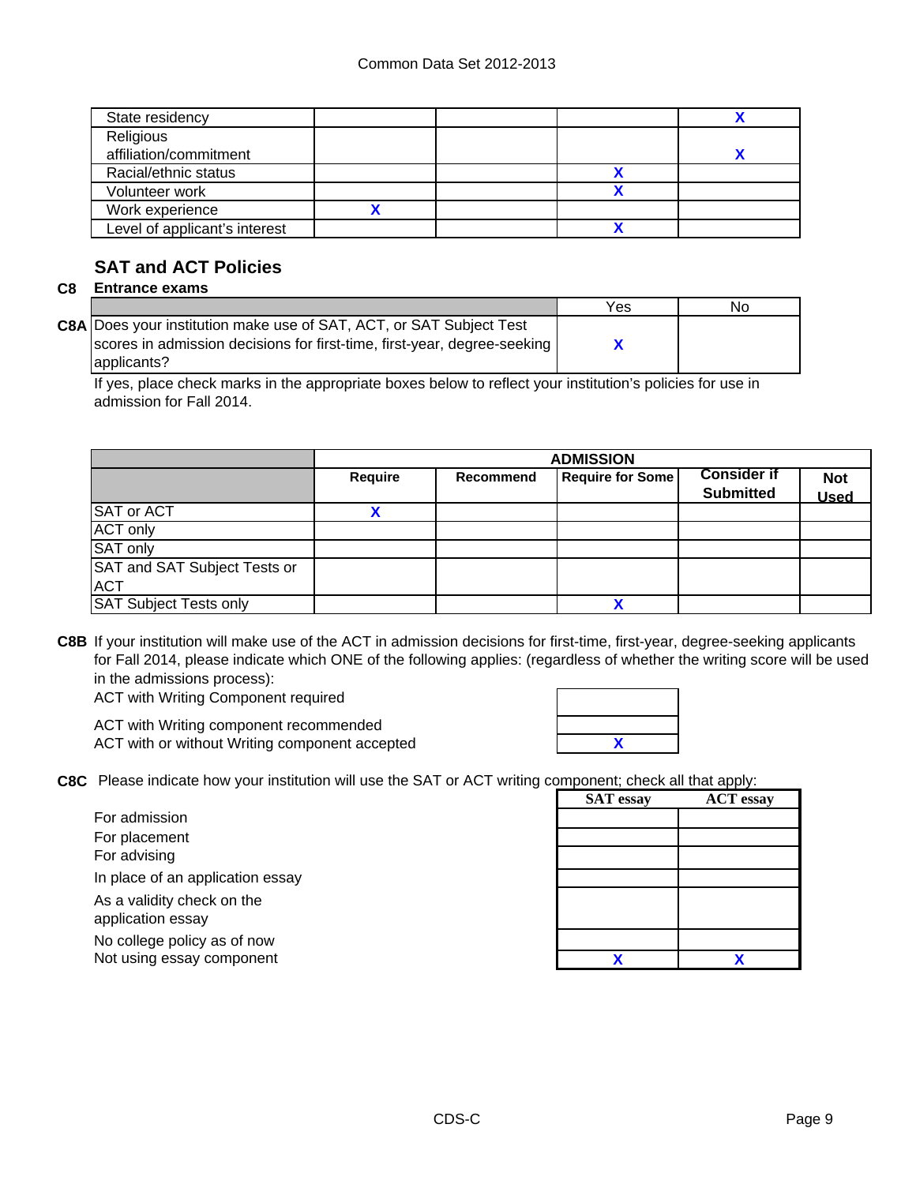| | | | | |
|---|---|---|---|---|
| State residency | | | | X |
| Religious affiliation/commitment | | | | X |
| Racial/ethnic status | | | X | |
| Volunteer work | | | X | |
| Work experience | X | | | |
| Level of applicant's interest | | | X | |

## SAT and ACT Policies

**C8 Entrance exams**

| | | Yes | No |
|---|---|---|---|
| **C8A** | Does your institution make use of SAT, ACT, or SAT Subject Test scores in admission decisions for first-time, first-year, degree-seeking applicants? | X | |

If yes, place check marks in the appropriate boxes below to reflect your institution's policies for use in admission for Fall 2014.

| | ADMISSION | | | | |
|---|---|---|---|---|---|
| | **Require** | **Recommend** | **Require for Some** | **Consider if Submitted** | **Not Used** |
| SAT or ACT | X | | | | |
| ACT only | | | | | |
| SAT only | | | | | |
| SAT and SAT Subject Tests or ACT | | | | | |
| SAT Subject Tests only | | | X | | |

**C8B** If your institution will make use of the ACT in admission decisions for first-time, first-year, degree-seeking applicants for Fall 2014, please indicate which ONE of the following applies: (regardless of whether the writing score will be used in the admissions process):

| | |
|---|---|
| ACT with Writing Component required | |
| ACT with Writing component recommended | |
| ACT with or without Writing component accepted | X |

**C8C** Please indicate how your institution will use the SAT or ACT writing component; check all that apply:

| | SAT essay | ACT essay |
|---|---|---|
| For admission | | |
| For placement | | |
| For advising | | |
| In place of an application essay | | |
| As a validity check on the application essay | | |
| No college policy as of now | | |
| Not using essay component | X | X |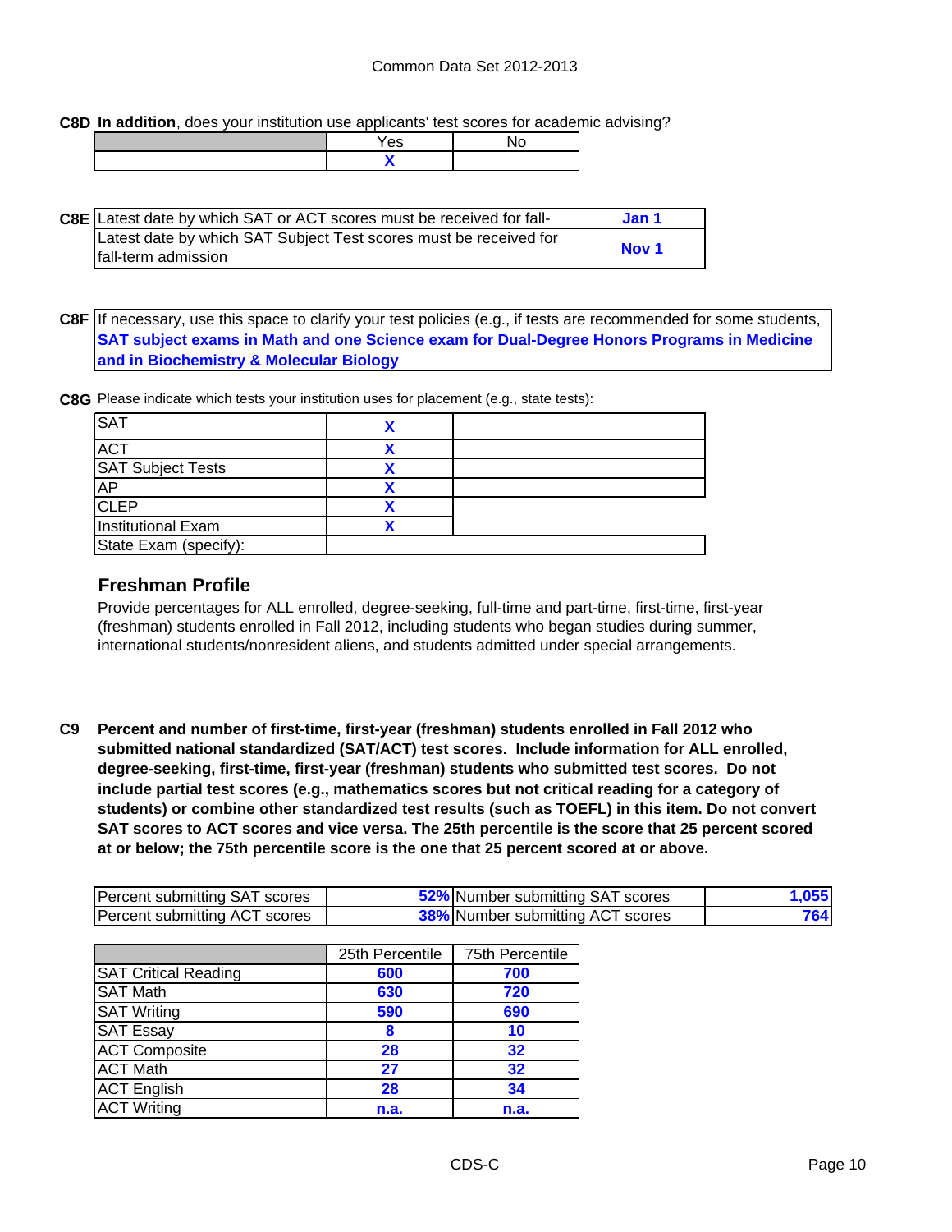**C8D** **In addition**, does your institution use applicants' test scores for academic advising?

| | Yes | No |
|---|---|---|
| | X | |

**C8E**

| | |
|---|---|
| Latest date by which SAT or ACT scores must be received for fall- | Jan 1 |
| Latest date by which SAT Subject Test scores must be received for fall-term admission | Nov 1 |

**C8F** If necessary, use this space to clarify your test policies (e.g., if tests are recommended for some students,

**SAT subject exams in Math and one Science exam for Dual-Degree Honors Programs in Medicine and in Biochemistry & Molecular Biology**

**C8G** Please indicate which tests your institution uses for placement (e.g., state tests):

| | | | |
|---|---|---|---|
| SAT | X | | |
| ACT | X | | |
| SAT Subject Tests | X | | |
| AP | X | | |
| CLEP | X | | |
| Institutional Exam | X | | |
| State Exam (specify): | | | |

## Freshman Profile

Provide percentages for ALL enrolled, degree-seeking, full-time and part-time, first-time, first-year (freshman) students enrolled in Fall 2012, including students who began studies during summer, international students/nonresident aliens, and students admitted under special arrangements.

**C9** **Percent and number of first-time, first-year (freshman) students enrolled in Fall 2012 who submitted national standardized (SAT/ACT) test scores. Include information for ALL enrolled, degree-seeking, first-time, first-year (freshman) students who submitted test scores. Do not include partial test scores (e.g., mathematics scores but not critical reading for a category of students) or combine other standardized test results (such as TOEFL) in this item. Do not convert SAT scores to ACT scores and vice versa. The 25th percentile is the score that 25 percent scored at or below; the 75th percentile score is the one that 25 percent scored at or above.**

| | | | |
|---|---|---|---|
| Percent submitting SAT scores | 52% | Number submitting SAT scores | 1,055 |
| Percent submitting ACT scores | 38% | Number submitting ACT scores | 764 |

| | 25th Percentile | 75th Percentile |
|---|---|---|
| SAT Critical Reading | 600 | 700 |
| SAT Math | 630 | 720 |
| SAT Writing | 590 | 690 |
| SAT Essay | 8 | 10 |
| ACT Composite | 28 | 32 |
| ACT Math | 27 | 32 |
| ACT English | 28 | 34 |
| ACT Writing | n.a. | n.a. |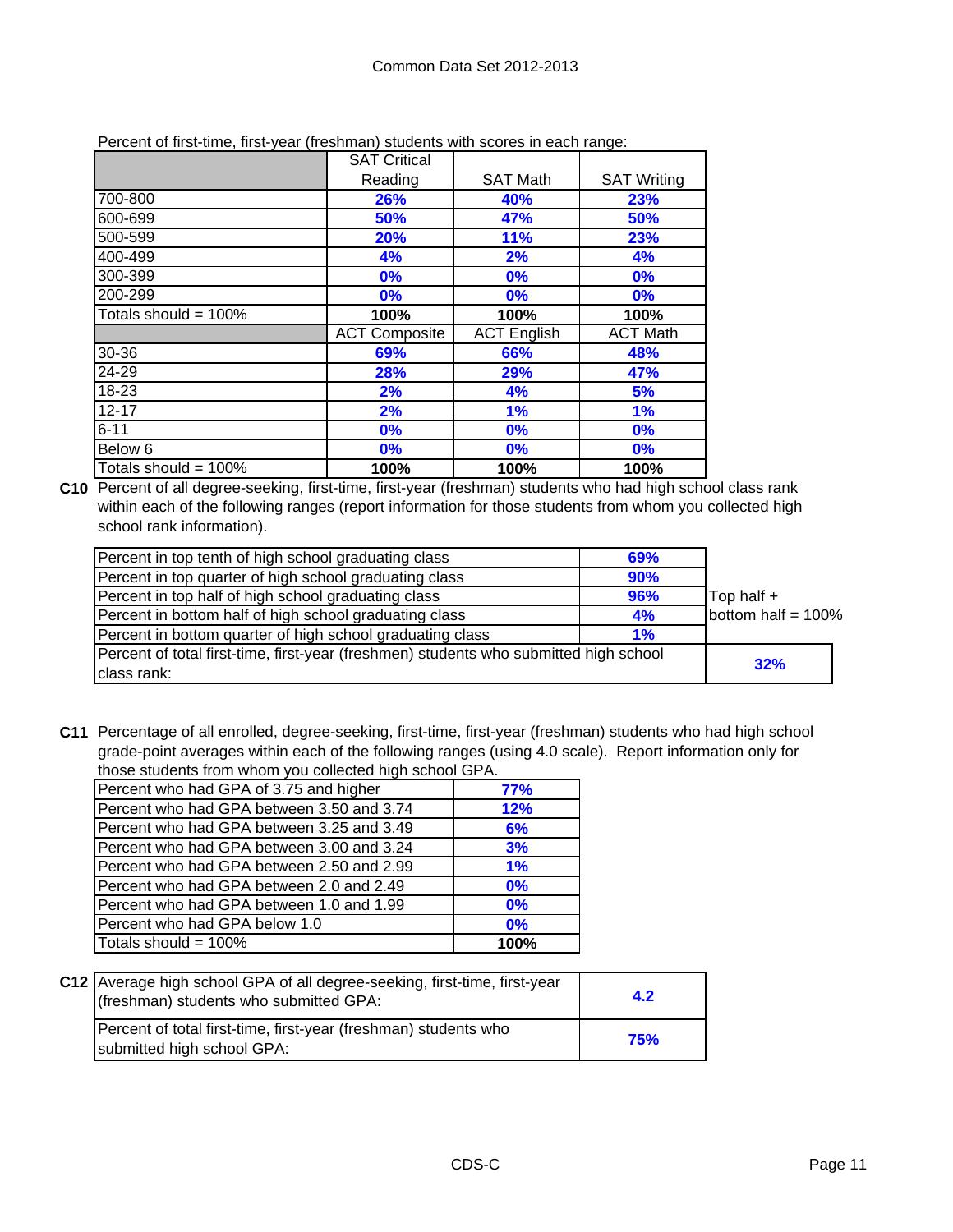Percent of first-time, first-year (freshman) students with scores in each range:

| | SAT Critical Reading | SAT Math | SAT Writing |
|---|---|---|---|
| 700-800 | 26% | 40% | 23% |
| 600-699 | 50% | 47% | 50% |
| 500-599 | 20% | 11% | 23% |
| 400-499 | 4% | 2% | 4% |
| 300-399 | 0% | 0% | 0% |
| 200-299 | 0% | 0% | 0% |
| Totals should = 100% | **100%** | **100%** | **100%** |
| | ACT Composite | ACT English | ACT Math |
| 30-36 | 69% | 66% | 48% |
| 24-29 | 28% | 29% | 47% |
| 18-23 | 2% | 4% | 5% |
| 12-17 | 2% | 1% | 1% |
| 6-11 | 0% | 0% | 0% |
| Below 6 | 0% | 0% | 0% |
| Totals should = 100% | **100%** | **100%** | **100%** |

**C10** Percent of all degree-seeking, first-time, first-year (freshman) students who had high school class rank within each of the following ranges (report information for those students from whom you collected high school rank information).

| | | |
|---|---|---|
| Percent in top tenth of high school graduating class | 69% | |
| Percent in top quarter of high school graduating class | 90% | |
| Percent in top half of high school graduating class | 96% | Top half + |
| Percent in bottom half of high school graduating class | 4% | bottom half = 100% |
| Percent in bottom quarter of high school graduating class | 1% | |
| Percent of total first-time, first-year (freshmen) students who submitted high school class rank: | | 32% |

**C11** Percentage of all enrolled, degree-seeking, first-time, first-year (freshman) students who had high school grade-point averages within each of the following ranges (using 4.0 scale). Report information only for those students from whom you collected high school GPA.

| | |
|---|---|
| Percent who had GPA of 3.75 and higher | 77% |
| Percent who had GPA between 3.50 and 3.74 | 12% |
| Percent who had GPA between 3.25 and 3.49 | 6% |
| Percent who had GPA between 3.00 and 3.24 | 3% |
| Percent who had GPA between 2.50 and 2.99 | 1% |
| Percent who had GPA between 2.0 and 2.49 | 0% |
| Percent who had GPA between 1.0 and 1.99 | 0% |
| Percent who had GPA below 1.0 | 0% |
| Totals should = 100% | **100%** |

**C12**

| | |
|---|---|
| Average high school GPA of all degree-seeking, first-time, first-year (freshman) students who submitted GPA: | 4.2 |
| Percent of total first-time, first-year (freshman) students who submitted high school GPA: | 75% |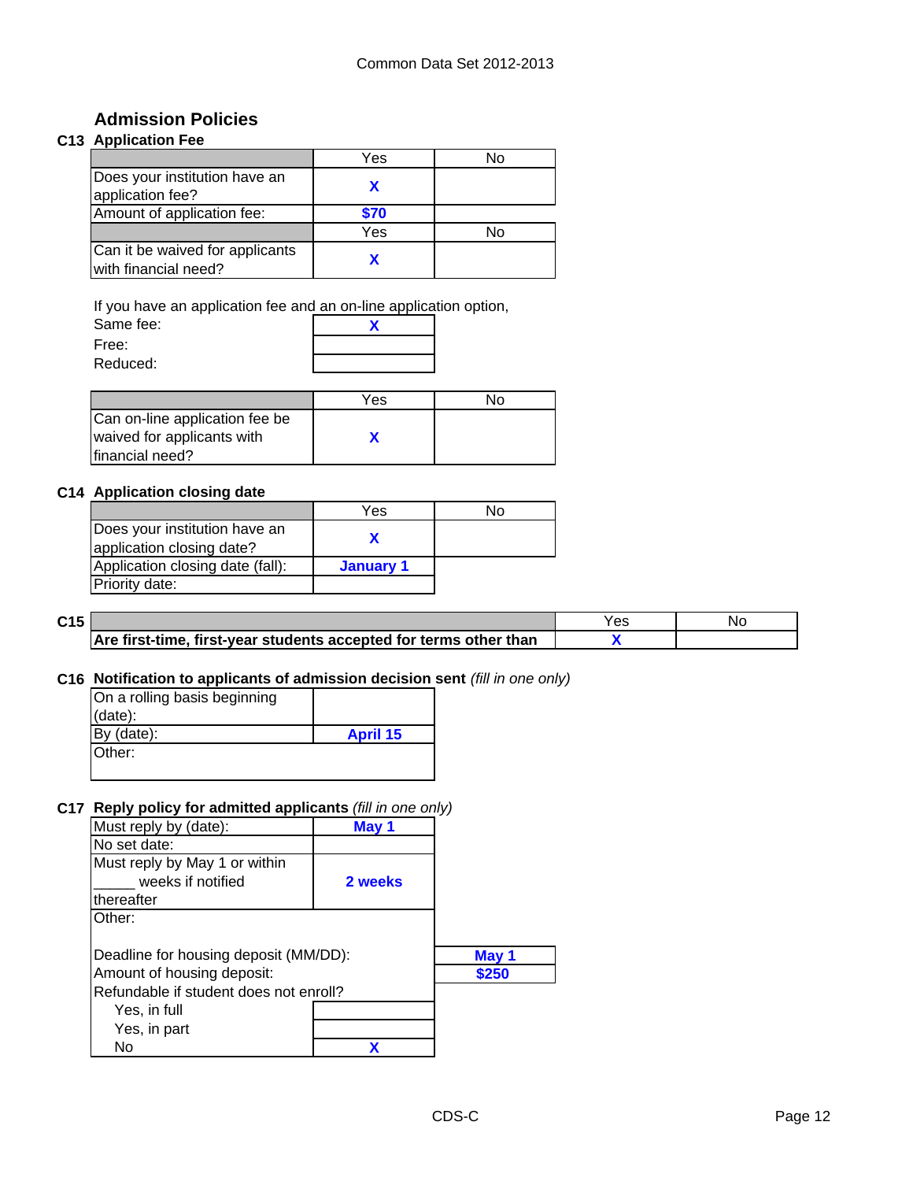## Admission Policies

### C13 Application Fee

| | Yes | No |
|---|---|---|
| Does your institution have an application fee? | X | |
| Amount of application fee: | $70 | |

| | Yes | No |
|---|---|---|
| Can it be waived for applicants with financial need? | X | |

If you have an application fee and an on-line application option,

| | |
|---|---|
| Same fee: | X |
| Free: | |
| Reduced: | |

| | Yes | No |
|---|---|---|
| Can on-line application fee be waived for applicants with financial need? | X | |

### C14 Application closing date

| | Yes | No |
|---|---|---|
| Does your institution have an application closing date? | X | |
| Application closing date (fall): | January 1 | |
| Priority date: | | |

### C15

| | Yes | No |
|---|---|---|
| **Are first-time, first-year students accepted for terms other than** | X | |

### C16 Notification to applicants of admission decision sent *(fill in one only)*

| | |
|---|---|
| On a rolling basis beginning (date): | |
| By (date): | April 15 |
| Other: | |

### C17 Reply policy for admitted applicants *(fill in one only)*

| | |
|---|---|
| Must reply by (date): | May 1 |
| No set date: | |
| Must reply by May 1 or within _____ weeks if notified thereafter | 2 weeks |
| Other: | |

| | |
|---|---|
| Deadline for housing deposit (MM/DD): | May 1 |
| Amount of housing deposit: | $250 |

Refundable if student does not enroll?

| | |
|---|---|
| Yes, in full | |
| Yes, in part | |
| No | X |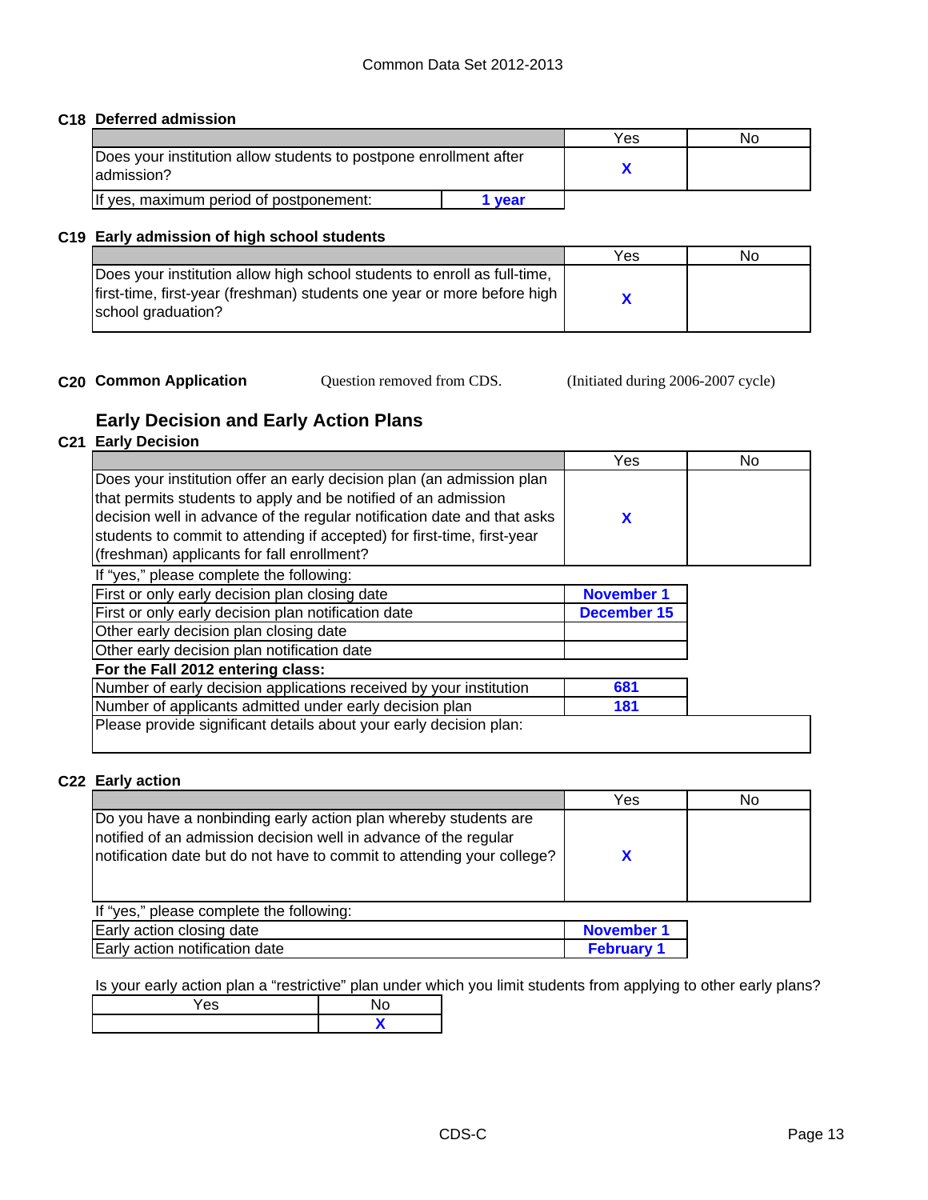## C18 Deferred admission

| | Yes | No |
|---|---|---|
| Does your institution allow students to postpone enrollment after admission? | X | |
| If yes, maximum period of postponement: 1 year | | |

## C19 Early admission of high school students

| | Yes | No |
|---|---|---|
| Does your institution allow high school students to enroll as full-time, first-time, first-year (freshman) students one year or more before high school graduation? | X | |

## C20 Common Application

Question removed from CDS. (Initiated during 2006-2007 cycle)

# Early Decision and Early Action Plans

## C21 Early Decision

| | Yes | No |
|---|---|---|
| Does your institution offer an early decision plan (an admission plan that permits students to apply and be notified of an admission decision well in advance of the regular notification date and that asks students to commit to attending if accepted) for first-time, first-year (freshman) applicants for fall enrollment? | X | |

If "yes," please complete the following:

| | |
|---|---|
| First or only early decision plan closing date | November 1 |
| First or only early decision plan notification date | December 15 |
| Other early decision plan closing date | |
| Other early decision plan notification date | |
| **For the Fall 2012 entering class:** | |
| Number of early decision applications received by your institution | 681 |
| Number of applicants admitted under early decision plan | 181 |

Please provide significant details about your early decision plan:

## C22 Early action

| | Yes | No |
|---|---|---|
| Do you have a nonbinding early action plan whereby students are notified of an admission decision well in advance of the regular notification date but do not have to commit to attending your college? | X | |

If "yes," please complete the following:

| | |
|---|---|
| Early action closing date | November 1 |
| Early action notification date | February 1 |

Is your early action plan a "restrictive" plan under which you limit students from applying to other early plans?

| Yes | No |
|---|---|
| | X |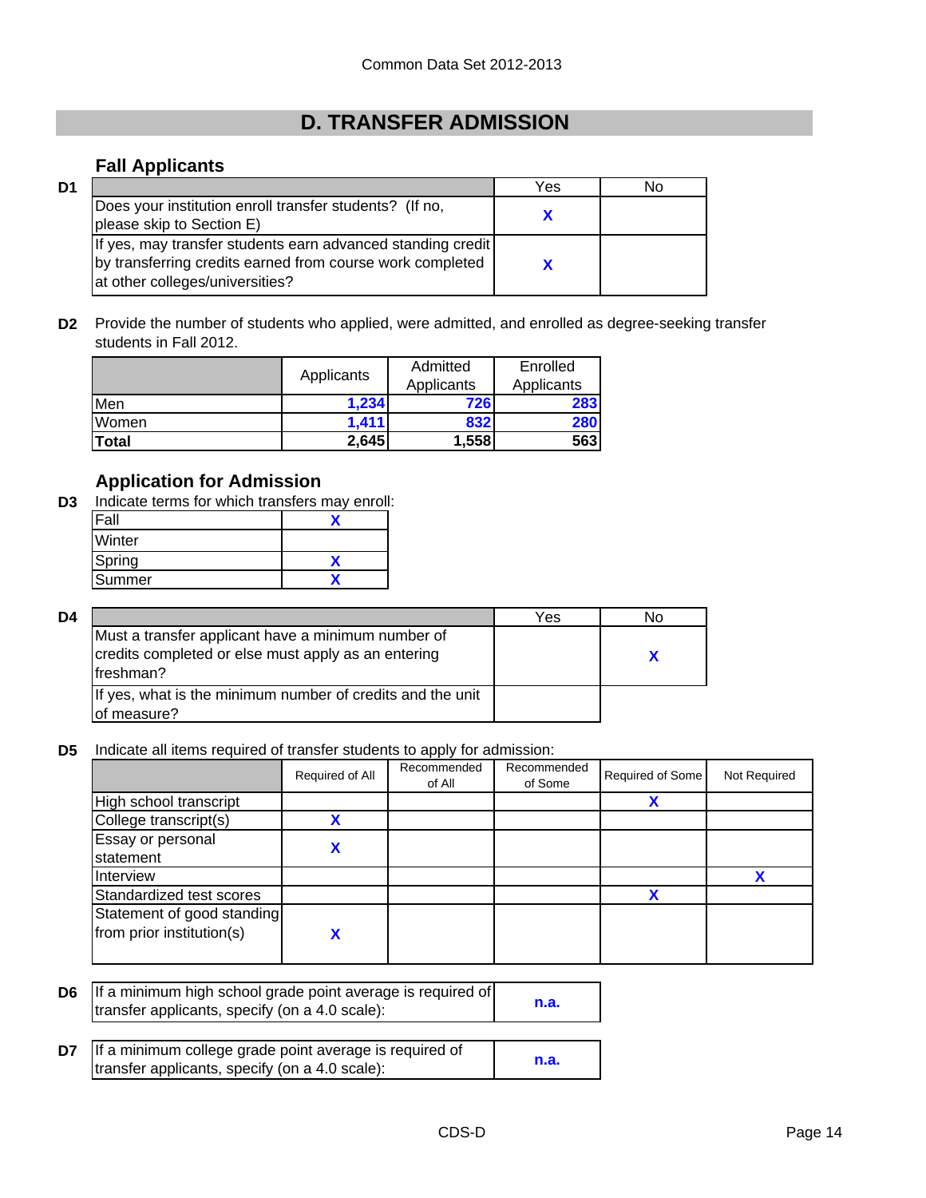# D. TRANSFER ADMISSION

## Fall Applicants

**D1**

| | Yes | No |
|---|---|---|
| Does your institution enroll transfer students? (If no, please skip to Section E) | X | |
| If yes, may transfer students earn advanced standing credit by transferring credits earned from course work completed at other colleges/universities? | X | |

**D2** Provide the number of students who applied, were admitted, and enrolled as degree-seeking transfer students in Fall 2012.

| | Applicants | Admitted Applicants | Enrolled Applicants |
|---|---|---|---|
| Men | 1,234 | 726 | 283 |
| Women | 1,411 | 832 | 280 |
| **Total** | 2,645 | 1,558 | 563 |

## Application for Admission

**D3** Indicate terms for which transfers may enroll:

| | |
|---|---|
| Fall | X |
| Winter | |
| Spring | X |
| Summer | X |

**D4**

| | Yes | No |
|---|---|---|
| Must a transfer applicant have a minimum number of credits completed or else must apply as an entering freshman? | | X |
| If yes, what is the minimum number of credits and the unit of measure? | | |

**D5** Indicate all items required of transfer students to apply for admission:

| | Required of All | Recommended of All | Recommended of Some | Required of Some | Not Required |
|---|---|---|---|---|---|
| High school transcript | | | | X | |
| College transcript(s) | X | | | | |
| Essay or personal statement | X | | | | |
| Interview | | | | | X |
| Standardized test scores | | | | X | |
| Statement of good standing from prior institution(s) | X | | | | |

**D6**

| | |
|---|---|
| If a minimum high school grade point average is required of transfer applicants, specify (on a 4.0 scale): | n.a. |

**D7**

| | |
|---|---|
| If a minimum college grade point average is required of transfer applicants, specify (on a 4.0 scale): | n.a. |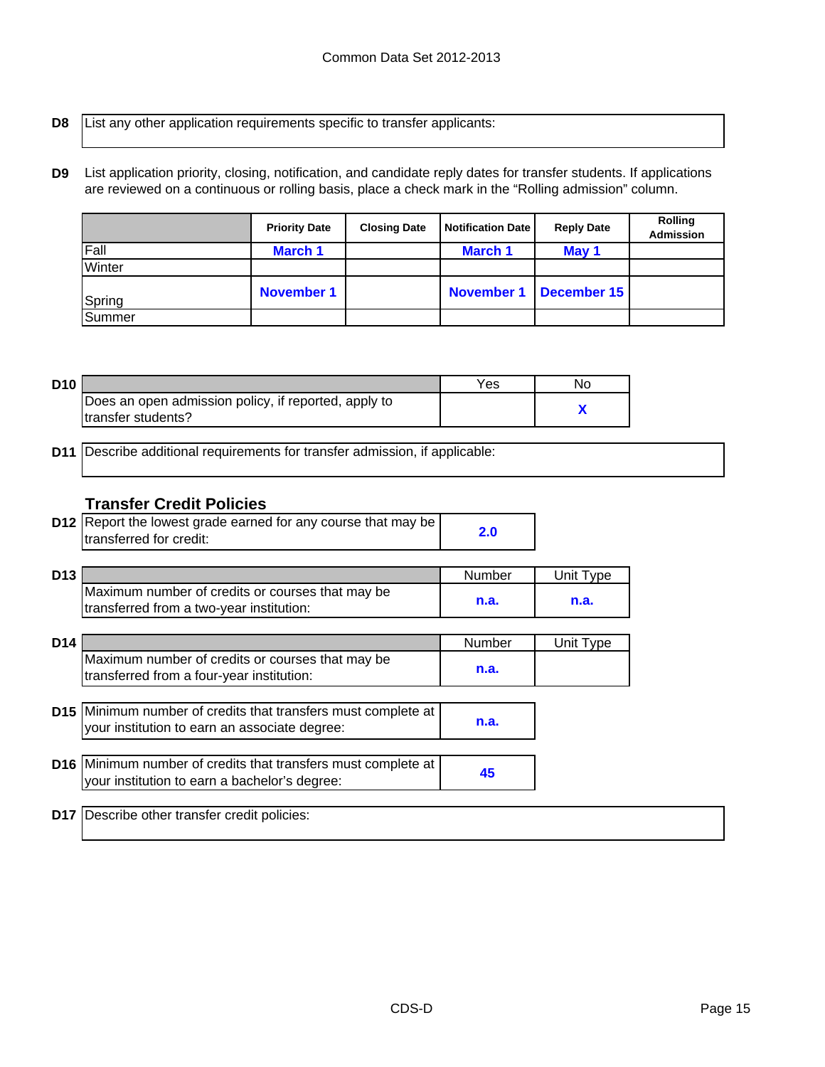**D8** List any other application requirements specific to transfer applicants:

**D9** List application priority, closing, notification, and candidate reply dates for transfer students. If applications are reviewed on a continuous or rolling basis, place a check mark in the "Rolling admission" column.

| | Priority Date | Closing Date | Notification Date | Reply Date | Rolling Admission |
|---|---|---|---|---|---|
| Fall | March 1 | | March 1 | May 1 | |
| Winter | | | | | |
| Spring | November 1 | | November 1 | December 15 | |
| Summer | | | | | |

**D10**

| | Yes | No |
|---|---|---|
| Does an open admission policy, if reported, apply to transfer students? | | X |

**D11** Describe additional requirements for transfer admission, if applicable:

## Transfer Credit Policies

**D12** Report the lowest grade earned for any course that may be transferred for credit: **2.0**

**D13**

| | Number | Unit Type |
|---|---|---|
| Maximum number of credits or courses that may be transferred from a two-year institution: | n.a. | n.a. |

**D14**

| | Number | Unit Type |
|---|---|---|
| Maximum number of credits or courses that may be transferred from a four-year institution: | n.a. | |

**D15** Minimum number of credits that transfers must complete at your institution to earn an associate degree: **n.a.**

**D16** Minimum number of credits that transfers must complete at your institution to earn a bachelor's degree: **45**

**D17** Describe other transfer credit policies: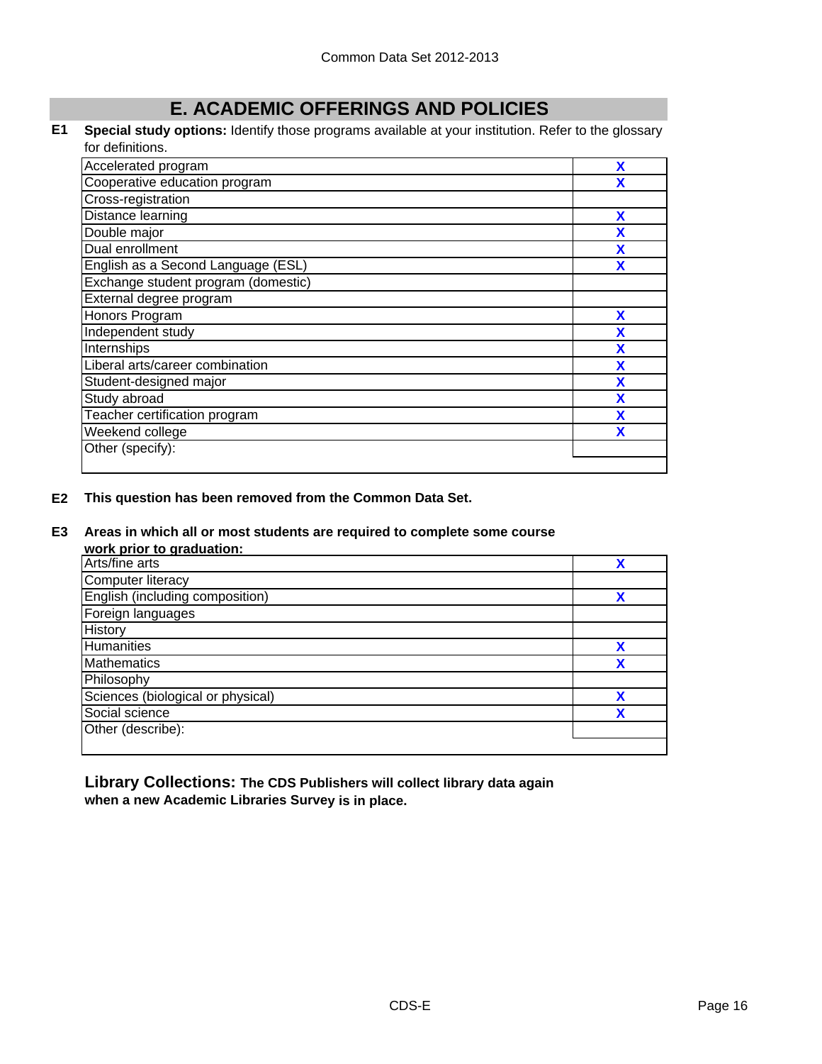# E. ACADEMIC OFFERINGS AND POLICIES

**E1** **Special study options:** Identify those programs available at your institution. Refer to the glossary for definitions.

| Program | |
|---|---|
| Accelerated program | X |
| Cooperative education program | X |
| Cross-registration | |
| Distance learning | X |
| Double major | X |
| Dual enrollment | X |
| English as a Second Language (ESL) | X |
| Exchange student program (domestic) | |
| External degree program | |
| Honors Program | X |
| Independent study | X |
| Internships | X |
| Liberal arts/career combination | X |
| Student-designed major | X |
| Study abroad | X |
| Teacher certification program | X |
| Weekend college | X |
| Other (specify): | |

**E2** **This question has been removed from the Common Data Set.**

**E3** **Areas in which all or most students are required to complete some course work prior to graduation:**

| Area | |
|---|---|
| Arts/fine arts | X |
| Computer literacy | |
| English (including composition) | X |
| Foreign languages | |
| History | |
| Humanities | X |
| Mathematics | X |
| Philosophy | |
| Sciences (biological or physical) | X |
| Social science | X |
| Other (describe): | |

**Library Collections: The CDS Publishers will collect library data again when a new Academic Libraries Survey is in place.**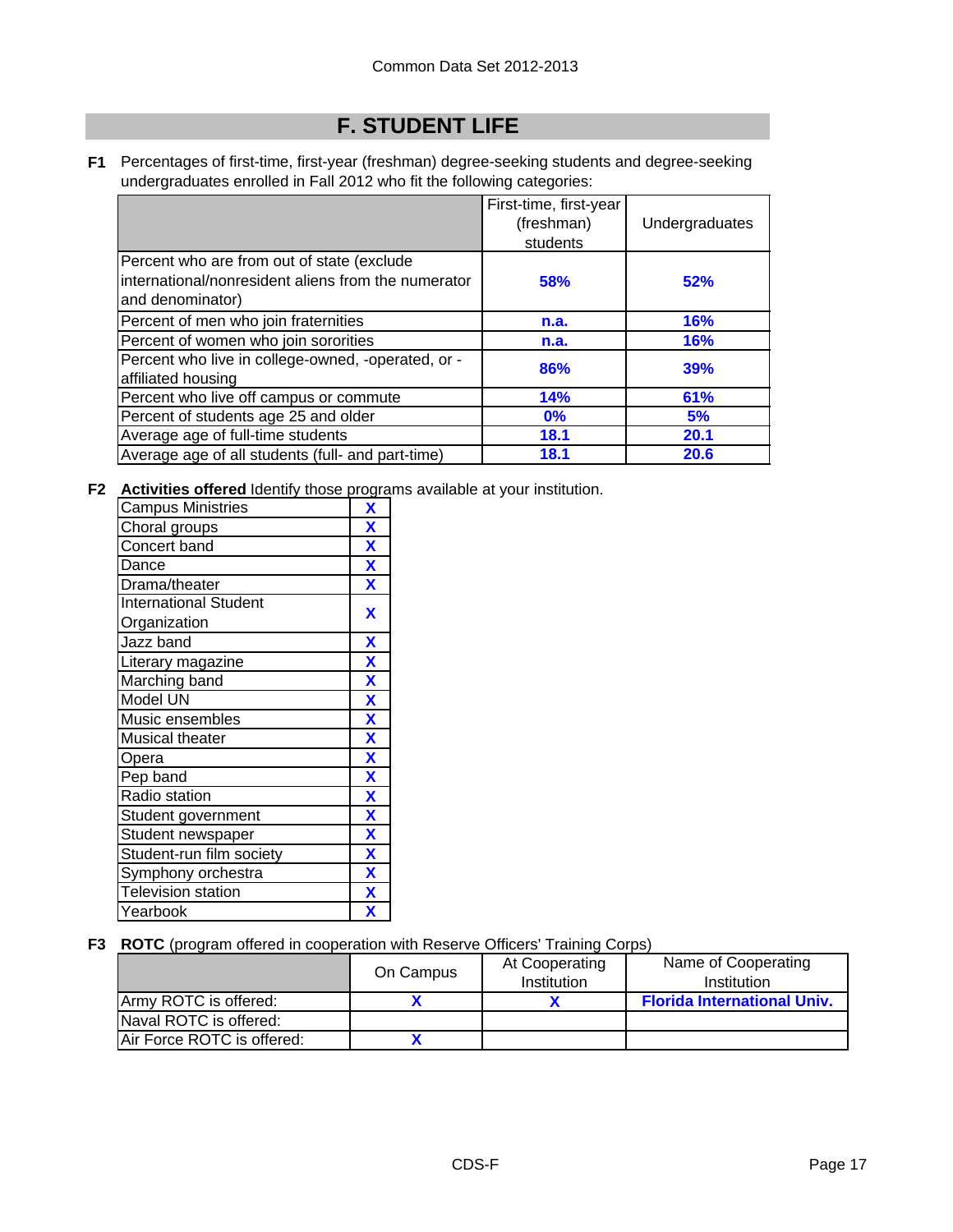Common Data Set 2012-2013

## F. STUDENT LIFE

**F1** Percentages of first-time, first-year (freshman) degree-seeking students and degree-seeking undergraduates enrolled in Fall 2012 who fit the following categories:

| | First-time, first-year (freshman) students | Undergraduates |
|---|---|---|
| Percent who are from out of state (exclude international/nonresident aliens from the numerator and denominator) | 58% | 52% |
| Percent of men who join fraternities | n.a. | 16% |
| Percent of women who join sororities | n.a. | 16% |
| Percent who live in college-owned, -operated, or -affiliated housing | 86% | 39% |
| Percent who live off campus or commute | 14% | 61% |
| Percent of students age 25 and older | 0% | 5% |
| Average age of full-time students | 18.1 | 20.1 |
| Average age of all students (full- and part-time) | 18.1 | 20.6 |

**F2** **Activities offered** Identify those programs available at your institution.

| Activity | |
|---|---|
| Campus Ministries | X |
| Choral groups | X |
| Concert band | X |
| Dance | X |
| Drama/theater | X |
| International Student Organization | X |
| Jazz band | X |
| Literary magazine | X |
| Marching band | X |
| Model UN | X |
| Music ensembles | X |
| Musical theater | X |
| Opera | X |
| Pep band | X |
| Radio station | X |
| Student government | X |
| Student newspaper | X |
| Student-run film society | X |
| Symphony orchestra | X |
| Television station | X |
| Yearbook | X |

**F3** **ROTC** (program offered in cooperation with Reserve Officers' Training Corps)

| | On Campus | At Cooperating Institution | Name of Cooperating Institution |
|---|---|---|---|
| Army ROTC is offered: | X | X | Florida International Univ. |
| Naval ROTC is offered: | | | |
| Air Force ROTC is offered: | X | | |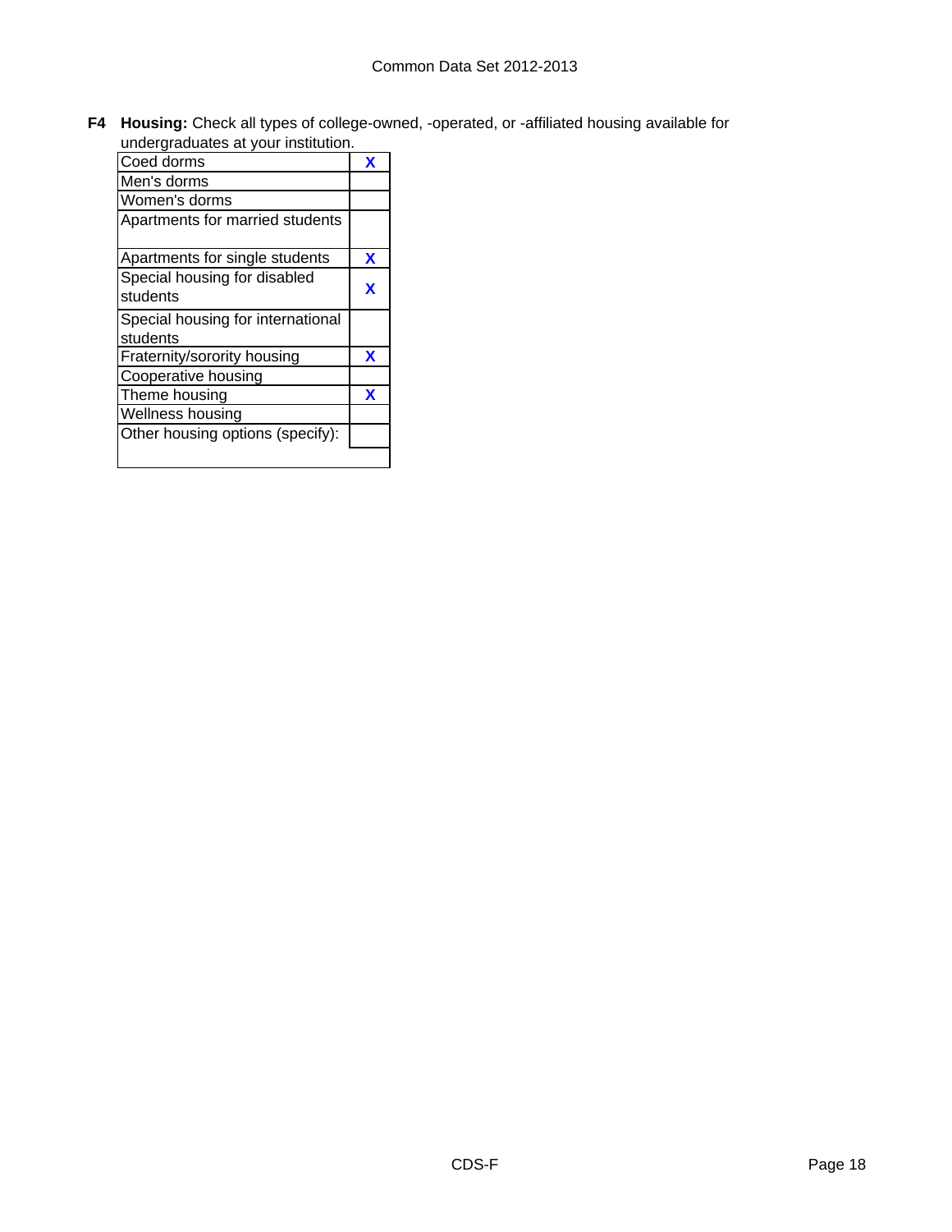**F4 Housing:** Check all types of college-owned, -operated, or -affiliated housing available for undergraduates at your institution.

| Housing type | |
|---|---|
| Coed dorms | X |
| Men's dorms | |
| Women's dorms | |
| Apartments for married students | |
| Apartments for single students | X |
| Special housing for disabled students | X |
| Special housing for international students | |
| Fraternity/sorority housing | X |
| Cooperative housing | |
| Theme housing | X |
| Wellness housing | |
| Other housing options (specify): | |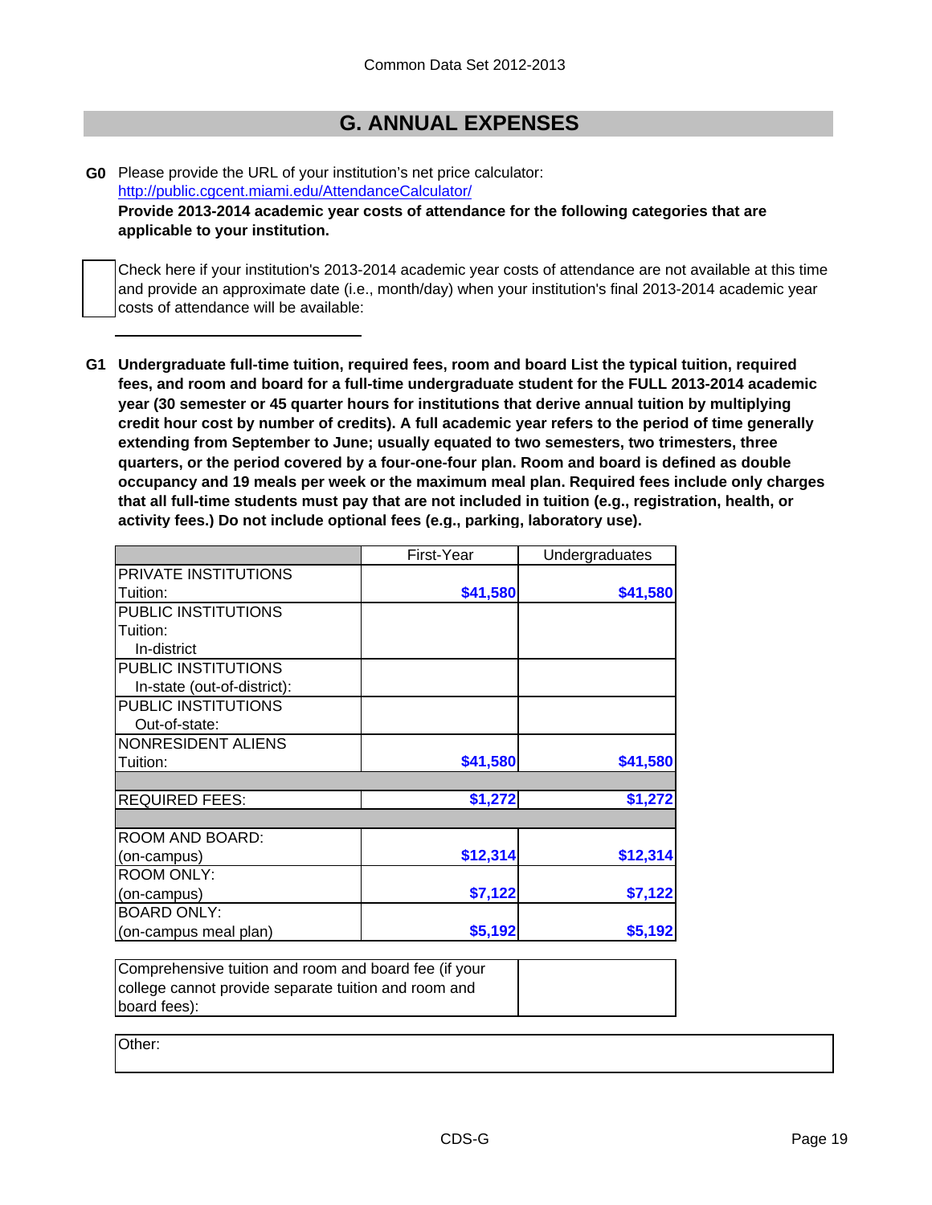Common Data Set 2012-2013

## G. ANNUAL EXPENSES

**G0** Please provide the URL of your institution's net price calculator:
http://public.cgcent.miami.edu/AttendanceCalculator/

**Provide 2013-2014 academic year costs of attendance for the following categories that are applicable to your institution.**

☐ Check here if your institution's 2013-2014 academic year costs of attendance are not available at this time and provide an approximate date (i.e., month/day) when your institution's final 2013-2014 academic year costs of attendance will be available:

______________________

**G1 Undergraduate full-time tuition, required fees, room and board List the typical tuition, required fees, and room and board for a full-time undergraduate student for the FULL 2013-2014 academic year (30 semester or 45 quarter hours for institutions that derive annual tuition by multiplying credit hour cost by number of credits). A full academic year refers to the period of time generally extending from September to June; usually equated to two semesters, two trimesters, three quarters, or the period covered by a four-one-four plan. Room and board is defined as double occupancy and 19 meals per week or the maximum meal plan. Required fees include only charges that all full-time students must pay that are not included in tuition (e.g., registration, health, or activity fees.) Do not include optional fees (e.g., parking, laboratory use).**

| | First-Year | Undergraduates |
|---|---|---|
| PRIVATE INSTITUTIONS Tuition: | $41,580 | $41,580 |
| PUBLIC INSTITUTIONS Tuition: In-district | | |
| PUBLIC INSTITUTIONS In-state (out-of-district): | | |
| PUBLIC INSTITUTIONS Out-of-state: | | |
| NONRESIDENT ALIENS Tuition: | $41,580 | $41,580 |
| | | |
| REQUIRED FEES: | $1,272 | $1,272 |
| | | |
| ROOM AND BOARD: (on-campus) | $12,314 | $12,314 |
| ROOM ONLY: (on-campus) | $7,122 | $7,122 |
| BOARD ONLY: (on-campus meal plan) | $5,192 | $5,192 |

| Comprehensive tuition and room and board fee (if your college cannot provide separate tuition and room and board fees): | |
|---|---|

Other: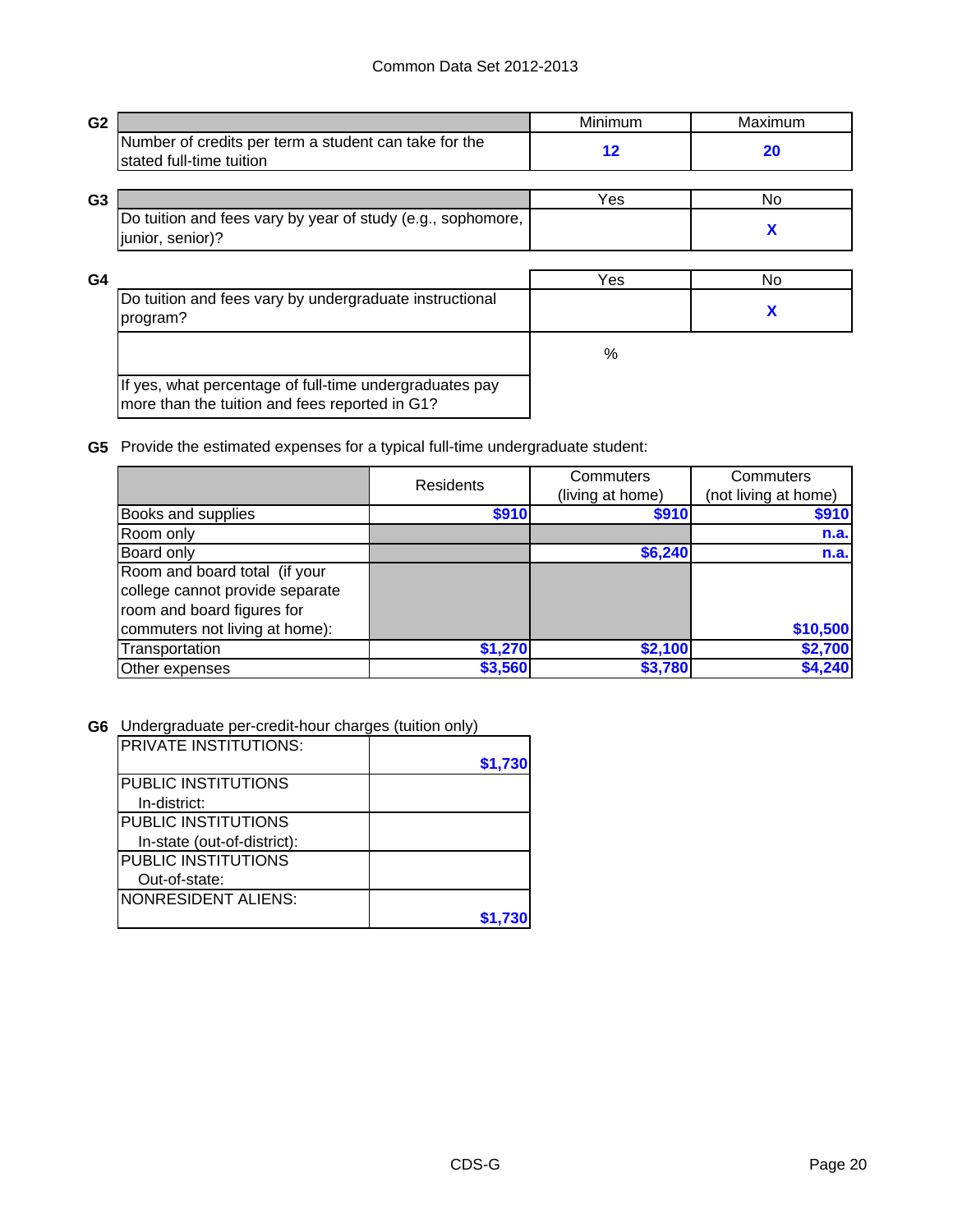Common Data Set 2012-2013

**G2**

| | Minimum | Maximum |
|---|---|---|
| Number of credits per term a student can take for the stated full-time tuition | 12 | 20 |

**G3**

| | Yes | No |
|---|---|---|
| Do tuition and fees vary by year of study (e.g., sophomore, junior, senior)? | | X |

**G4**

| | Yes | No |
|---|---|---|
| Do tuition and fees vary by undergraduate instructional program? | | X |
| If yes, what percentage of full-time undergraduates pay more than the tuition and fees reported in G1? | % | |

**G5** Provide the estimated expenses for a typical full-time undergraduate student:

| | Residents | Commuters (living at home) | Commuters (not living at home) |
|---|---|---|---|
| Books and supplies | $910 | $910 | $910 |
| Room only | | | n.a. |
| Board only | | $6,240 | n.a. |
| Room and board total (if your college cannot provide separate room and board figures for commuters not living at home): | | | $10,500 |
| Transportation | $1,270 | $2,100 | $2,700 |
| Other expenses | $3,560 | $3,780 | $4,240 |

**G6** Undergraduate per-credit-hour charges (tuition only)

| | |
|---|---|
| PRIVATE INSTITUTIONS: | $1,730 |
| PUBLIC INSTITUTIONS In-district: | |
| PUBLIC INSTITUTIONS In-state (out-of-district): | |
| PUBLIC INSTITUTIONS Out-of-state: | |
| NONRESIDENT ALIENS: | $1,730 |

CDS-G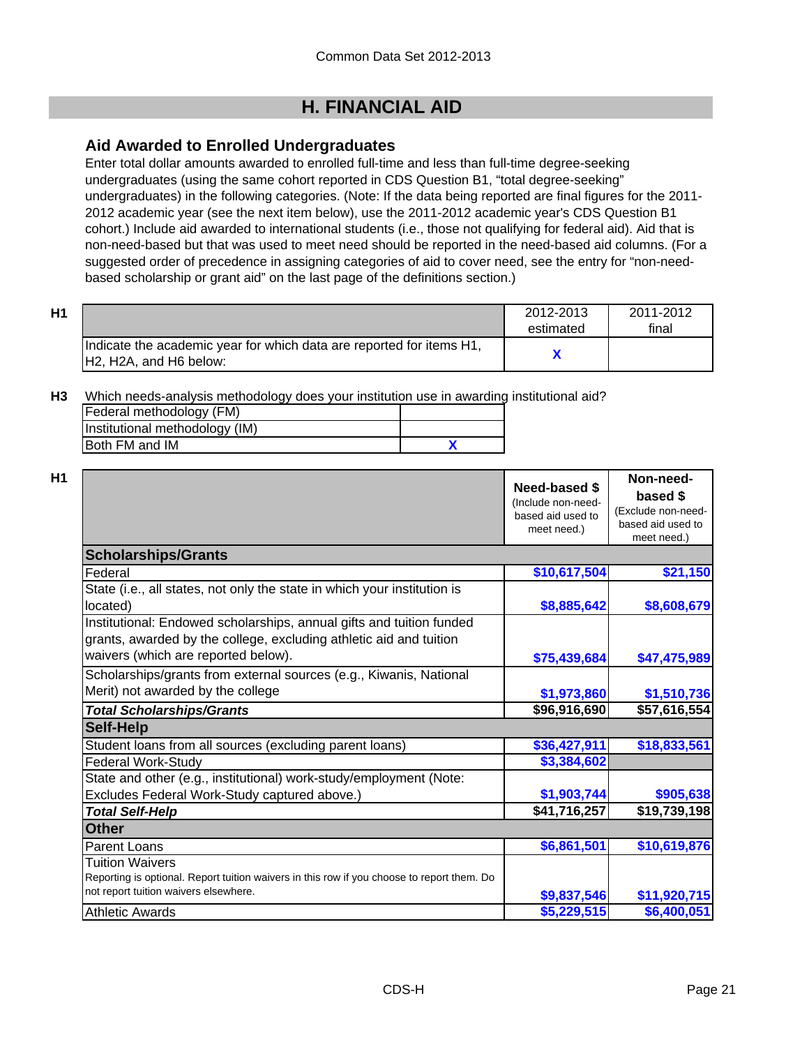Common Data Set 2012-2013

# H. FINANCIAL AID

## Aid Awarded to Enrolled Undergraduates

Enter total dollar amounts awarded to enrolled full-time and less than full-time degree-seeking undergraduates (using the same cohort reported in CDS Question B1, "total degree-seeking" undergraduates) in the following categories. (Note: If the data being reported are final figures for the 2011-2012 academic year (see the next item below), use the 2011-2012 academic year's CDS Question B1 cohort.) Include aid awarded to international students (i.e., those not qualifying for federal aid). Aid that is non-need-based but that was used to meet need should be reported in the need-based aid columns. (For a suggested order of precedence in assigning categories of aid to cover need, see the entry for "non-need-based scholarship or grant aid" on the last page of the definitions section.)

**H1**

| | 2012-2013 estimated | 2011-2012 final |
|---|---|---|
| Indicate the academic year for which data are reported for items H1, H2, H2A, and H6 below: | X | |

**H3** Which needs-analysis methodology does your institution use in awarding institutional aid?

| | |
|---|---|
| Federal methodology (FM) | |
| Institutional methodology (IM) | |
| Both FM and IM | X |

**H1**

| | Need-based $ (Include non-need-based aid used to meet need.) | Non-need-based $ (Exclude non-need-based aid used to meet need.) |
|---|---|---|
| **Scholarships/Grants** | | |
| Federal | $10,617,504 | $21,150 |
| State (i.e., all states, not only the state in which your institution is located) | $8,885,642 | $8,608,679 |
| Institutional: Endowed scholarships, annual gifts and tuition funded grants, awarded by the college, excluding athletic aid and tuition waivers (which are reported below). | $75,439,684 | $47,475,989 |
| Scholarships/grants from external sources (e.g., Kiwanis, National Merit) not awarded by the college | $1,973,860 | $1,510,736 |
| ***Total Scholarships/Grants*** | $96,916,690 | $57,616,554 |
| **Self-Help** | | |
| Student loans from all sources (excluding parent loans) | $36,427,911 | $18,833,561 |
| Federal Work-Study | $3,384,602 | |
| State and other (e.g., institutional) work-study/employment (Note: Excludes Federal Work-Study captured above.) | $1,903,744 | $905,638 |
| ***Total Self-Help*** | $41,716,257 | $19,739,198 |
| **Other** | | |
| Parent Loans | $6,861,501 | $10,619,876 |
| Tuition Waivers<br>Reporting is optional. Report tuition waivers in this row if you choose to report them. Do not report tuition waivers elsewhere. | $9,837,546 | $11,920,715 |
| Athletic Awards | $5,229,515 | $6,400,051 |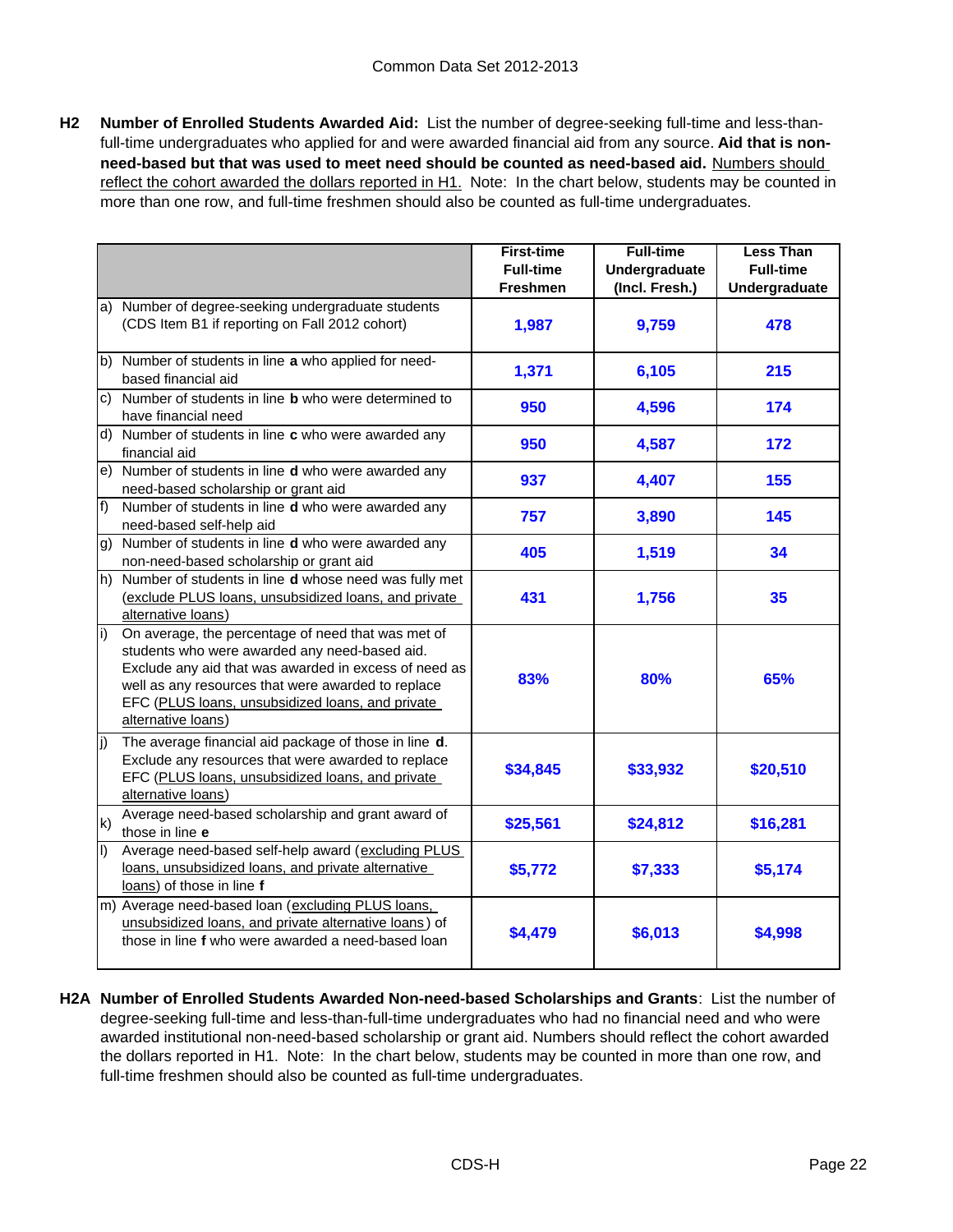Common Data Set 2012-2013

**H2 Number of Enrolled Students Awarded Aid:** List the number of degree-seeking full-time and less-than-full-time undergraduates who applied for and were awarded financial aid from any source. **Aid that is non-need-based but that was used to meet need should be counted as need-based aid.** Numbers should reflect the cohort awarded the dollars reported in H1. Note: In the chart below, students may be counted in more than one row, and full-time freshmen should also be counted as full-time undergraduates.

| | First-time Full-time Freshmen | Full-time Undergraduate (Incl. Fresh.) | Less Than Full-time Undergraduate |
|---|---|---|---|
| a) Number of degree-seeking undergraduate students (CDS Item B1 if reporting on Fall 2012 cohort) | 1,987 | 9,759 | 478 |
| b) Number of students in line **a** who applied for need-based financial aid | 1,371 | 6,105 | 215 |
| c) Number of students in line **b** who were determined to have financial need | 950 | 4,596 | 174 |
| d) Number of students in line **c** who were awarded any financial aid | 950 | 4,587 | 172 |
| e) Number of students in line **d** who were awarded any need-based scholarship or grant aid | 937 | 4,407 | 155 |
| f) Number of students in line **d** who were awarded any need-based self-help aid | 757 | 3,890 | 145 |
| g) Number of students in line **d** who were awarded any non-need-based scholarship or grant aid | 405 | 1,519 | 34 |
| h) Number of students in line **d** whose need was fully met (exclude PLUS loans, unsubsidized loans, and private alternative loans) | 431 | 1,756 | 35 |
| i) On average, the percentage of need that was met of students who were awarded any need-based aid. Exclude any aid that was awarded in excess of need as well as any resources that were awarded to replace EFC (PLUS loans, unsubsidized loans, and private alternative loans) | 83% | 80% | 65% |
| j) The average financial aid package of those in line **d**. Exclude any resources that were awarded to replace EFC (PLUS loans, unsubsidized loans, and private alternative loans) | $34,845 | $33,932 | $20,510 |
| k) Average need-based scholarship and grant award of those in line **e** | $25,561 | $24,812 | $16,281 |
| l) Average need-based self-help award (excluding PLUS loans, unsubsidized loans, and private alternative loans) of those in line **f** | $5,772 | $7,333 | $5,174 |
| m) Average need-based loan (excluding PLUS loans, unsubsidized loans, and private alternative loans) of those in line **f** who were awarded a need-based loan | $4,479 | $6,013 | $4,998 |

**H2A Number of Enrolled Students Awarded Non-need-based Scholarships and Grants**: List the number of degree-seeking full-time and less-than-full-time undergraduates who had no financial need and who were awarded institutional non-need-based scholarship or grant aid. Numbers should reflect the cohort awarded the dollars reported in H1. Note: In the chart below, students may be counted in more than one row, and full-time freshmen should also be counted as full-time undergraduates.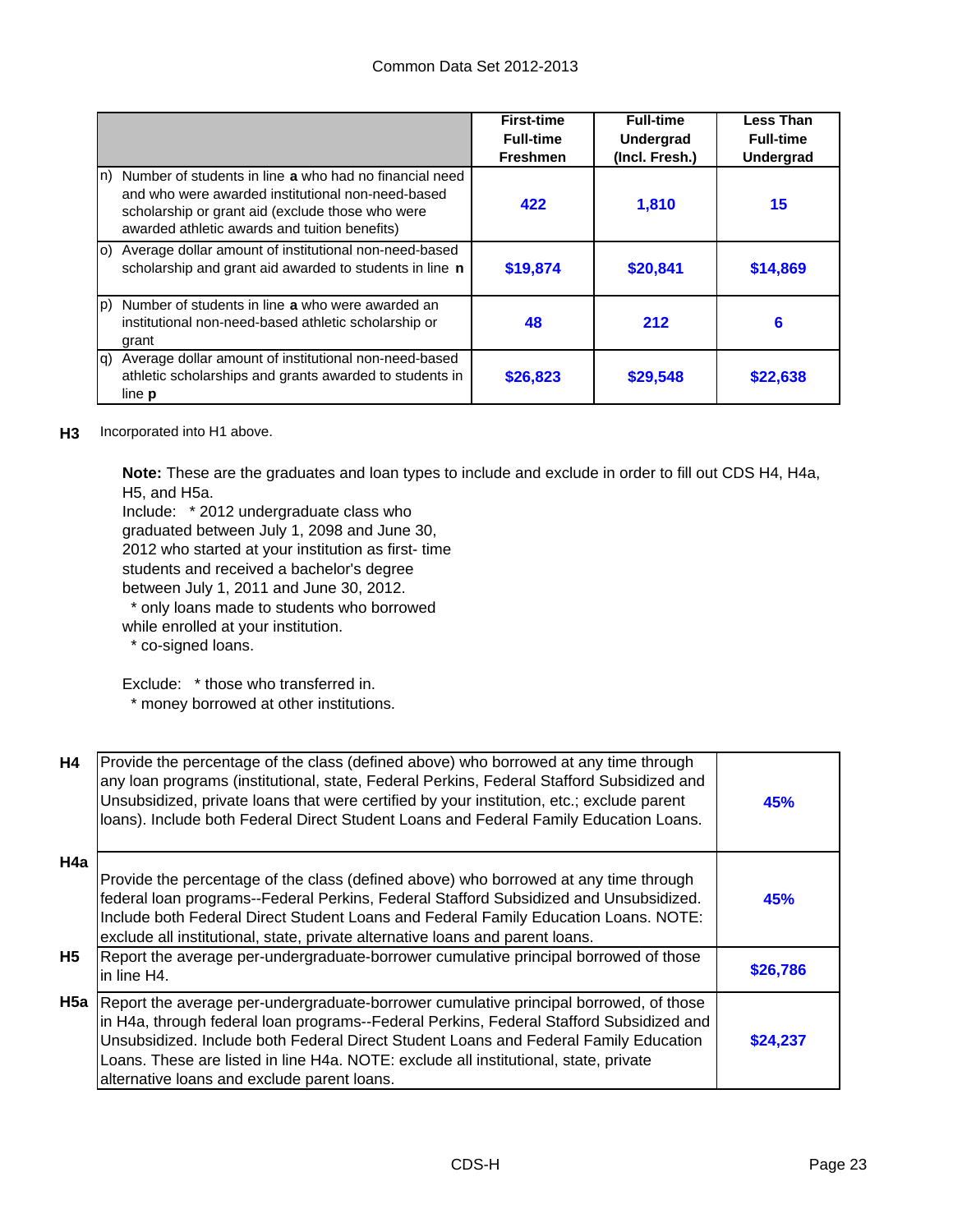Common Data Set 2012-2013

| | First-time Full-time Freshmen | Full-time Undergrad (Incl. Fresh.) | Less Than Full-time Undergrad |
|---|---|---|---|
| n) Number of students in line **a** who had no financial need and who were awarded institutional non-need-based scholarship or grant aid (exclude those who were awarded athletic awards and tuition benefits) | 422 | 1,810 | 15 |
| o) Average dollar amount of institutional non-need-based scholarship and grant aid awarded to students in line **n** | $19,874 | $20,841 | $14,869 |
| p) Number of students in line **a** who were awarded an institutional non-need-based athletic scholarship or grant | 48 | 212 | 6 |
| q) Average dollar amount of institutional non-need-based athletic scholarships and grants awarded to students in line **p** | $26,823 | $29,548 | $22,638 |

**H3** Incorporated into H1 above.

**Note:** These are the graduates and loan types to include and exclude in order to fill out CDS H4, H4a, H5, and H5a.

Include: * 2012 undergraduate class who graduated between July 1, 2098 and June 30, 2012 who started at your institution as first- time students and received a bachelor's degree between July 1, 2011 and June 30, 2012.
* only loans made to students who borrowed while enrolled at your institution.
* co-signed loans.

Exclude: * those who transferred in.
* money borrowed at other institutions.

| | | |
|---|---|---|
| **H4** | Provide the percentage of the class (defined above) who borrowed at any time through any loan programs (institutional, state, Federal Perkins, Federal Stafford Subsidized and Unsubsidized, private loans that were certified by your institution, etc.; exclude parent loans). Include both Federal Direct Student Loans and Federal Family Education Loans. | 45% |
| **H4a** | Provide the percentage of the class (defined above) who borrowed at any time through federal loan programs--Federal Perkins, Federal Stafford Subsidized and Unsubsidized. Include both Federal Direct Student Loans and Federal Family Education Loans. NOTE: exclude all institutional, state, private alternative loans and parent loans. | 45% |
| **H5** | Report the average per-undergraduate-borrower cumulative principal borrowed of those in line H4. | $26,786 |
| **H5a** | Report the average per-undergraduate-borrower cumulative principal borrowed, of those in H4a, through federal loan programs--Federal Perkins, Federal Stafford Subsidized and Unsubsidized. Include both Federal Direct Student Loans and Federal Family Education Loans. These are listed in line H4a. NOTE: exclude all institutional, state, private alternative loans and exclude parent loans. | $24,237 |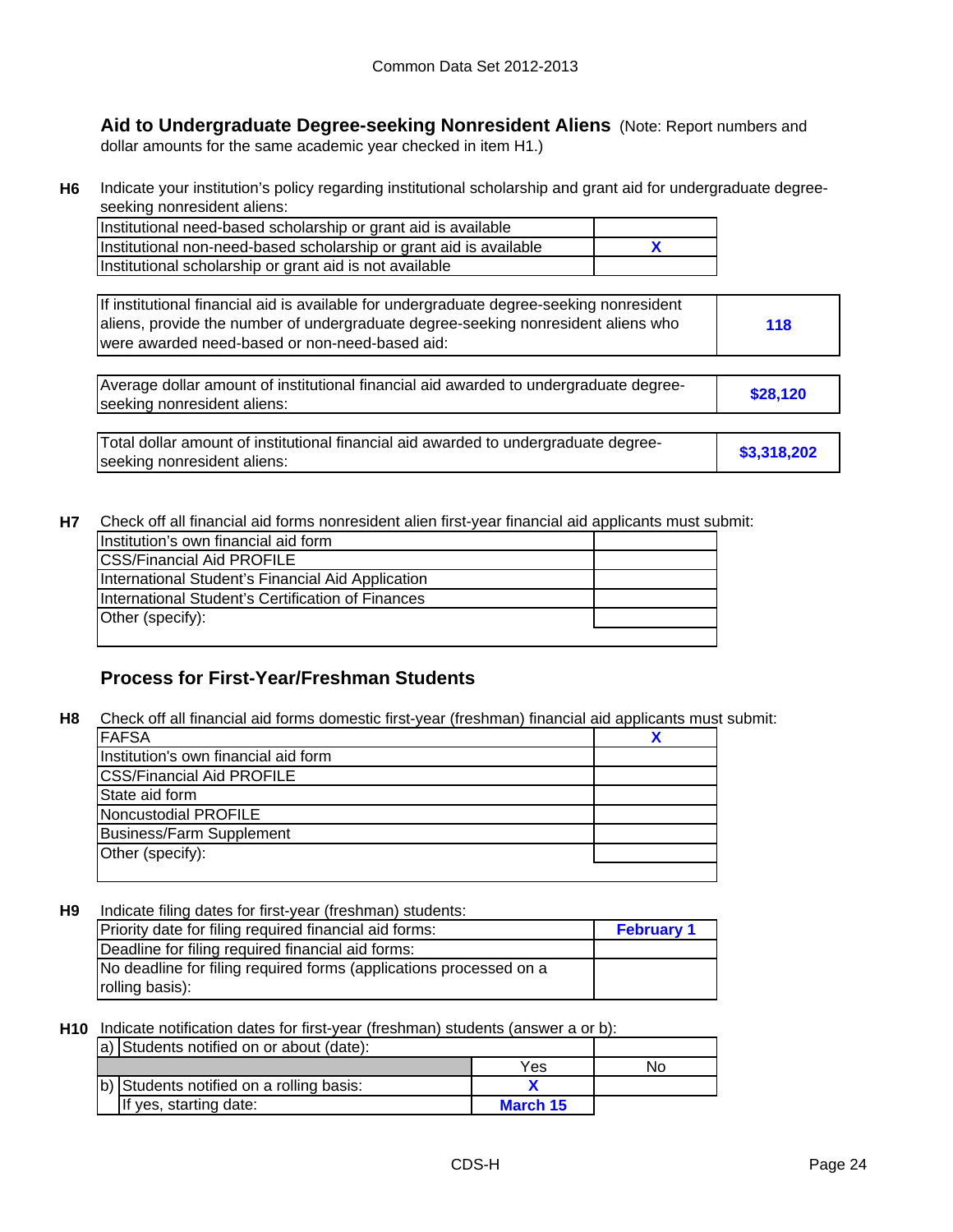## Aid to Undergraduate Degree-seeking Nonresident Aliens

(Note: Report numbers and dollar amounts for the same academic year checked in item H1.)

**H6** Indicate your institution's policy regarding institutional scholarship and grant aid for undergraduate degree-seeking nonresident aliens:

| | |
|---|---|
| Institutional need-based scholarship or grant aid is available | |
| Institutional non-need-based scholarship or grant aid is available | X |
| Institutional scholarship or grant aid is not available | |

| | |
|---|---|
| If institutional financial aid is available for undergraduate degree-seeking nonresident aliens, provide the number of undergraduate degree-seeking nonresident aliens who were awarded need-based or non-need-based aid: | 118 |

| | |
|---|---|
| Average dollar amount of institutional financial aid awarded to undergraduate degree-seeking nonresident aliens: | $28,120 |

| | |
|---|---|
| Total dollar amount of institutional financial aid awarded to undergraduate degree-seeking nonresident aliens: | $3,318,202 |

**H7** Check off all financial aid forms nonresident alien first-year financial aid applicants must submit:

| | |
|---|---|
| Institution's own financial aid form | |
| CSS/Financial Aid PROFILE | |
| International Student's Financial Aid Application | |
| International Student's Certification of Finances | |
| Other (specify): | |

## Process for First-Year/Freshman Students

**H8** Check off all financial aid forms domestic first-year (freshman) financial aid applicants must submit:

| | |
|---|---|
| FAFSA | X |
| Institution's own financial aid form | |
| CSS/Financial Aid PROFILE | |
| State aid form | |
| Noncustodial PROFILE | |
| Business/Farm Supplement | |
| Other (specify): | |

**H9** Indicate filing dates for first-year (freshman) students:

| | |
|---|---|
| Priority date for filing required financial aid forms: | February 1 |
| Deadline for filing required financial aid forms: | |
| No deadline for filing required forms (applications processed on a rolling basis): | |

**H10** Indicate notification dates for first-year (freshman) students (answer a or b):

| | | |
|---|---|---|
| a) Students notified on or about (date): | | |
| | Yes | No |
| b) Students notified on a rolling basis: | X | |
| If yes, starting date: | March 15 | |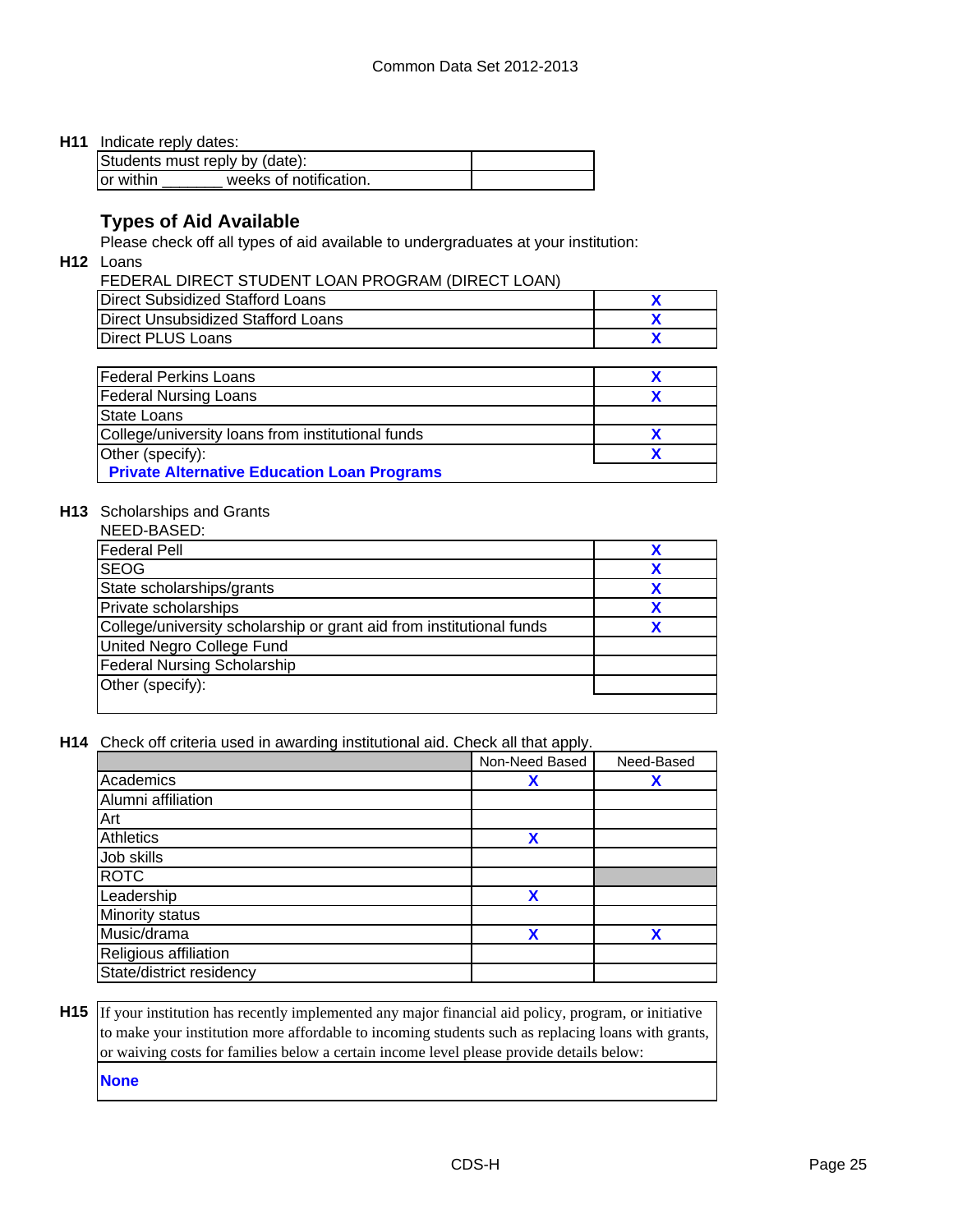**H11** Indicate reply dates:

| | |
|---|---|
| Students must reply by (date): | |
| or within _______ weeks of notification. | |

## Types of Aid Available

Please check off all types of aid available to undergraduates at your institution:

**H12** Loans

FEDERAL DIRECT STUDENT LOAN PROGRAM (DIRECT LOAN)

| | |
|---|---|
| Direct Subsidized Stafford Loans | X |
| Direct Unsubsidized Stafford Loans | X |
| Direct PLUS Loans | X |

| | |
|---|---|
| Federal Perkins Loans | X |
| Federal Nursing Loans | X |
| State Loans | |
| College/university loans from institutional funds | X |
| Other (specify): | X |
| **Private Alternative Education Loan Programs** | |

**H13** Scholarships and Grants

NEED-BASED:

| | |
|---|---|
| Federal Pell | X |
| SEOG | X |
| State scholarships/grants | X |
| Private scholarships | X |
| College/university scholarship or grant aid from institutional funds | X |
| United Negro College Fund | |
| Federal Nursing Scholarship | |
| Other (specify): | |

**H14** Check off criteria used in awarding institutional aid. Check all that apply.

| | Non-Need Based | Need-Based |
|---|---|---|
| Academics | X | X |
| Alumni affiliation | | |
| Art | | |
| Athletics | X | |
| Job skills | | |
| ROTC | | |
| Leadership | X | |
| Minority status | | |
| Music/drama | X | X |
| Religious affiliation | | |
| State/district residency | | |

**H15** If your institution has recently implemented any major financial aid policy, program, or initiative to make your institution more affordable to incoming students such as replacing loans with grants, or waiving costs for families below a certain income level please provide details below:

**None**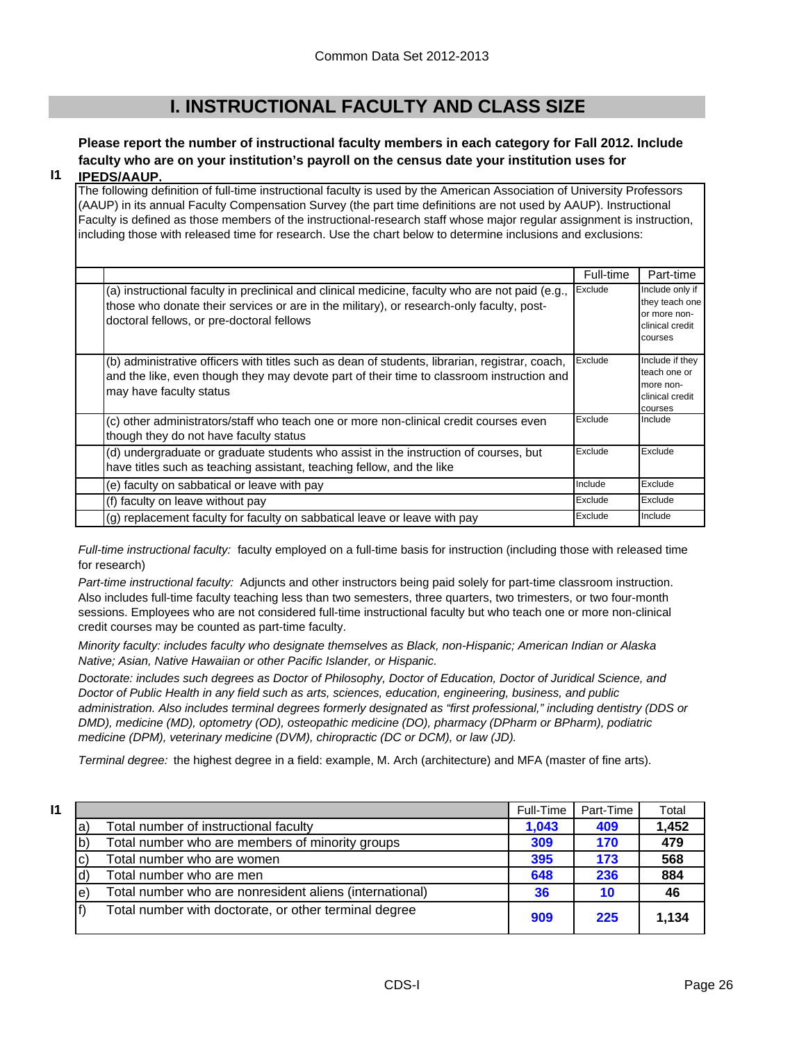# I. INSTRUCTIONAL FACULTY AND CLASS SIZE

**I1** **Please report the number of instructional faculty members in each category for Fall 2012. Include faculty who are on your institution's payroll on the census date your institution uses for IPEDS/AAUP.**

The following definition of full-time instructional faculty is used by the American Association of University Professors (AAUP) in its annual Faculty Compensation Survey (the part time definitions are not used by AAUP). Instructional Faculty is defined as those members of the instructional-research staff whose major regular assignment is instruction, including those with released time for research. Use the chart below to determine inclusions and exclusions:

| | Full-time | Part-time |
|---|---|---|
| (a) instructional faculty in preclinical and clinical medicine, faculty who are not paid (e.g., those who donate their services or are in the military), or research-only faculty, post-doctoral fellows, or pre-doctoral fellows | Exclude | Include only if they teach one or more non-clinical credit courses |
| (b) administrative officers with titles such as dean of students, librarian, registrar, coach, and the like, even though they may devote part of their time to classroom instruction and may have faculty status | Exclude | Include if they teach one or more non-clinical credit courses |
| (c) other administrators/staff who teach one or more non-clinical credit courses even though they do not have faculty status | Exclude | Include |
| (d) undergraduate or graduate students who assist in the instruction of courses, but have titles such as teaching assistant, teaching fellow, and the like | Exclude | Exclude |
| (e) faculty on sabbatical or leave with pay | Include | Exclude |
| (f) faculty on leave without pay | Exclude | Exclude |
| (g) replacement faculty for faculty on sabbatical leave or leave with pay | Exclude | Include |

*Full-time instructional faculty:* faculty employed on a full-time basis for instruction (including those with released time for research)

*Part-time instructional faculty:* Adjuncts and other instructors being paid solely for part-time classroom instruction. Also includes full-time faculty teaching less than two semesters, three quarters, two trimesters, or two four-month sessions. Employees who are not considered full-time instructional faculty but who teach one or more non-clinical credit courses may be counted as part-time faculty.

*Minority faculty: includes faculty who designate themselves as Black, non-Hispanic; American Indian or Alaska Native; Asian, Native Hawaiian or other Pacific Islander, or Hispanic.*

*Doctorate: includes such degrees as Doctor of Philosophy, Doctor of Education, Doctor of Juridical Science, and Doctor of Public Health in any field such as arts, sciences, education, engineering, business, and public administration. Also includes terminal degrees formerly designated as "first professional," including dentistry (DDS or DMD), medicine (MD), optometry (OD), osteopathic medicine (DO), pharmacy (DPharm or BPharm), podiatric medicine (DPM), veterinary medicine (DVM), chiropractic (DC or DCM), or law (JD).*

*Terminal degree:* the highest degree in a field: example, M. Arch (architecture) and MFA (master of fine arts).

**I1**

| | | Full-Time | Part-Time | Total |
|---|---|---|---|---|
| a) | Total number of instructional faculty | 1,043 | 409 | 1,452 |
| b) | Total number who are members of minority groups | 309 | 170 | 479 |
| c) | Total number who are women | 395 | 173 | 568 |
| d) | Total number who are men | 648 | 236 | 884 |
| e) | Total number who are nonresident aliens (international) | 36 | 10 | 46 |
| f) | Total number with doctorate, or other terminal degree | 909 | 225 | 1,134 |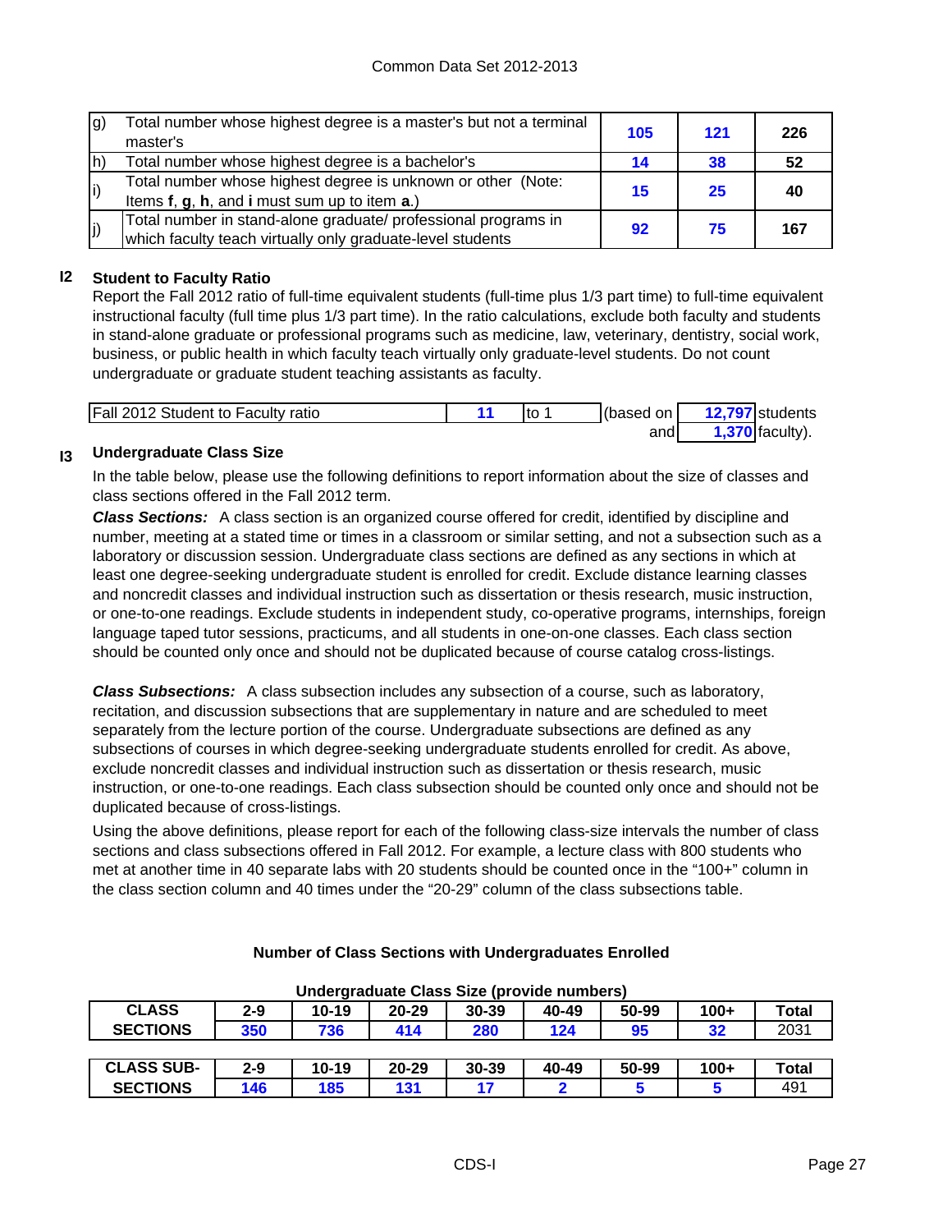| | | | | |
|---|---|---|---|---|
| g) | Total number whose highest degree is a master's but not a terminal master's | 105 | 121 | 226 |
| h) | Total number whose highest degree is a bachelor's | 14 | 38 | 52 |
| i) | Total number whose highest degree is unknown or other (Note: Items **f**, **g**, **h**, and **i** must sum up to item **a**.) | 15 | 25 | 40 |
| j) | Total number in stand-alone graduate/ professional programs in which faculty teach virtually only graduate-level students | 92 | 75 | 167 |

## I2 Student to Faculty Ratio

Report the Fall 2012 ratio of full-time equivalent students (full-time plus 1/3 part time) to full-time equivalent instructional faculty (full time plus 1/3 part time). In the ratio calculations, exclude both faculty and students in stand-alone graduate or professional programs such as medicine, law, veterinary, dentistry, social work, business, or public health in which faculty teach virtually only graduate-level students. Do not count undergraduate or graduate student teaching assistants as faculty.

| | | | | | |
|---|---|---|---|---|---|
| Fall 2012 Student to Faculty ratio | 11 | to 1 | (based on | 12,797 | students |
| | | | and | 1,370 | faculty). |

## I3 Undergraduate Class Size

In the table below, please use the following definitions to report information about the size of classes and class sections offered in the Fall 2012 term.

***Class Sections:*** A class section is an organized course offered for credit, identified by discipline and number, meeting at a stated time or times in a classroom or similar setting, and not a subsection such as a laboratory or discussion session. Undergraduate class sections are defined as any sections in which at least one degree-seeking undergraduate student is enrolled for credit. Exclude distance learning classes and noncredit classes and individual instruction such as dissertation or thesis research, music instruction, or one-to-one readings. Exclude students in independent study, co-operative programs, internships, foreign language taped tutor sessions, practicums, and all students in one-on-one classes. Each class section should be counted only once and should not be duplicated because of course catalog cross-listings.

***Class Subsections:*** A class subsection includes any subsection of a course, such as laboratory, recitation, and discussion subsections that are supplementary in nature and are scheduled to meet separately from the lecture portion of the course. Undergraduate subsections are defined as any subsections of courses in which degree-seeking undergraduate students enrolled for credit. As above, exclude noncredit classes and individual instruction such as dissertation or thesis research, music instruction, or one-to-one readings. Each class subsection should be counted only once and should not be duplicated because of cross-listings.

Using the above definitions, please report for each of the following class-size intervals the number of class sections and class subsections offered in Fall 2012. For example, a lecture class with 800 students who met at another time in 40 separate labs with 20 students should be counted once in the "100+" column in the class section column and 40 times under the "20-29" column of the class subsections table.

**Number of Class Sections with Undergraduates Enrolled**

**Undergraduate Class Size (provide numbers)**

| CLASS SECTIONS | 2-9 | 10-19 | 20-29 | 30-39 | 40-49 | 50-99 | 100+ | Total |
|---|---|---|---|---|---|---|---|---|
| | 350 | 736 | 414 | 280 | 124 | 95 | 32 | 2031 |

| CLASS SUB-SECTIONS | 2-9 | 10-19 | 20-29 | 30-39 | 40-49 | 50-99 | 100+ | Total |
|---|---|---|---|---|---|---|---|---|
| | 146 | 185 | 131 | 17 | 2 | 5 | 5 | 491 |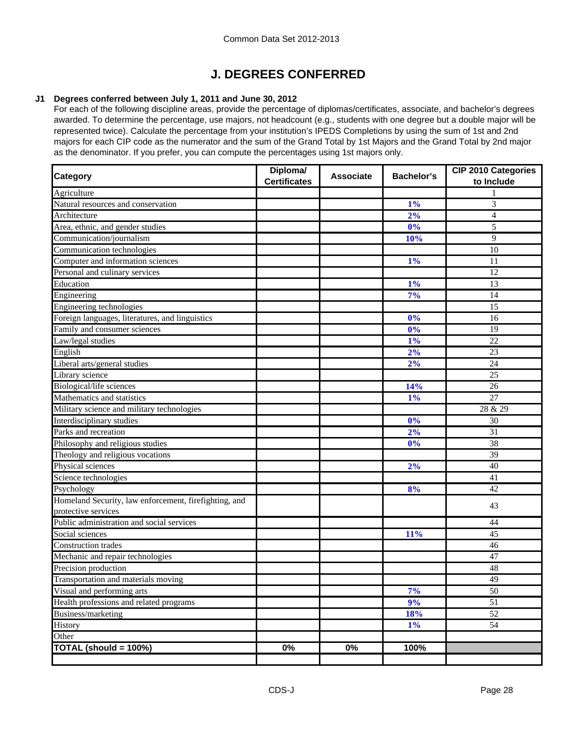Common Data Set 2012-2013

# J. DEGREES CONFERRED

**J1 Degrees conferred between July 1, 2011 and June 30, 2012**

For each of the following discipline areas, provide the percentage of diplomas/certificates, associate, and bachelor's degrees awarded. To determine the percentage, use majors, not headcount (e.g., students with one degree but a double major will be represented twice). Calculate the percentage from your institution's IPEDS Completions by using the sum of 1st and 2nd majors for each CIP code as the numerator and the sum of the Grand Total by 1st Majors and the Grand Total by 2nd major as the denominator. If you prefer, you can compute the percentages using 1st majors only.

| Category | Diploma/ Certificates | Associate | Bachelor's | CIP 2010 Categories to Include |
|---|---|---|---|---|
| Agriculture | | | | 1 |
| Natural resources and conservation | | | 1% | 3 |
| Architecture | | | 2% | 4 |
| Area, ethnic, and gender studies | | | 0% | 5 |
| Communication/journalism | | | 10% | 9 |
| Communication technologies | | | | 10 |
| Computer and information sciences | | | 1% | 11 |
| Personal and culinary services | | | | 12 |
| Education | | | 1% | 13 |
| Engineering | | | 7% | 14 |
| Engineering technologies | | | | 15 |
| Foreign languages, literatures, and linguistics | | | 0% | 16 |
| Family and consumer sciences | | | 0% | 19 |
| Law/legal studies | | | 1% | 22 |
| English | | | 2% | 23 |
| Liberal arts/general studies | | | 2% | 24 |
| Library science | | | | 25 |
| Biological/life sciences | | | 14% | 26 |
| Mathematics and statistics | | | 1% | 27 |
| Military science and military technologies | | | | 28 & 29 |
| Interdisciplinary studies | | | 0% | 30 |
| Parks and recreation | | | 2% | 31 |
| Philosophy and religious studies | | | 0% | 38 |
| Theology and religious vocations | | | | 39 |
| Physical sciences | | | 2% | 40 |
| Science technologies | | | | 41 |
| Psychology | | | 8% | 42 |
| Homeland Security, law enforcement, firefighting, and protective services | | | | 43 |
| Public administration and social services | | | | 44 |
| Social sciences | | | 11% | 45 |
| Construction trades | | | | 46 |
| Mechanic and repair technologies | | | | 47 |
| Precision production | | | | 48 |
| Transportation and materials moving | | | | 49 |
| Visual and performing arts | | | 7% | 50 |
| Health professions and related programs | | | 9% | 51 |
| Business/marketing | | | 18% | 52 |
| History | | | 1% | 54 |
| Other | | | | |
| **TOTAL (should = 100%)** | 0% | 0% | 100% | |
| | | | | |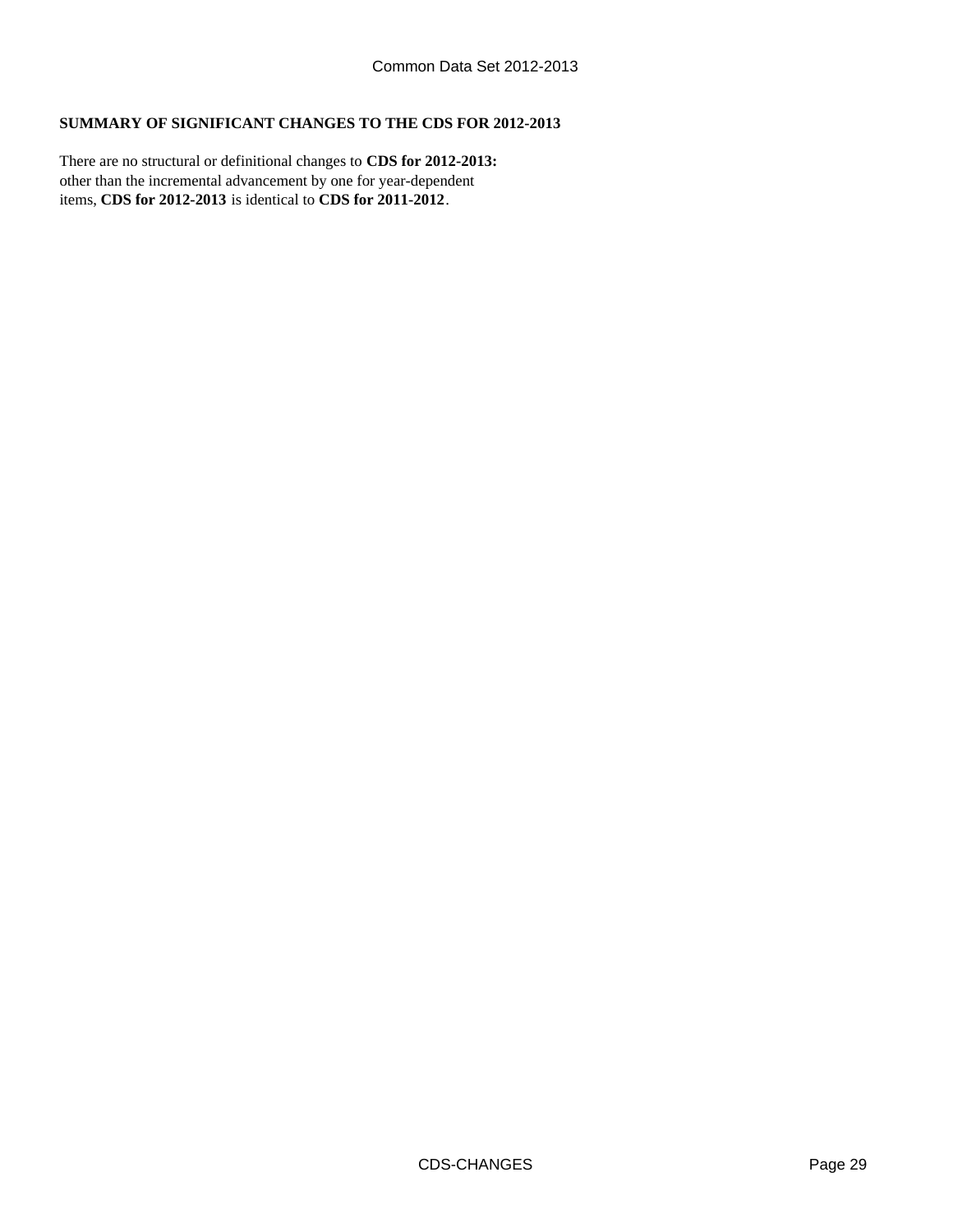**SUMMARY OF SIGNIFICANT CHANGES TO THE CDS FOR 2012-2013**

There are no structural or definitional changes to **CDS for 2012-2013:** other than the incremental advancement by one for year-dependent items, **CDS for 2012-2013** is identical to **CDS for 2011-2012**.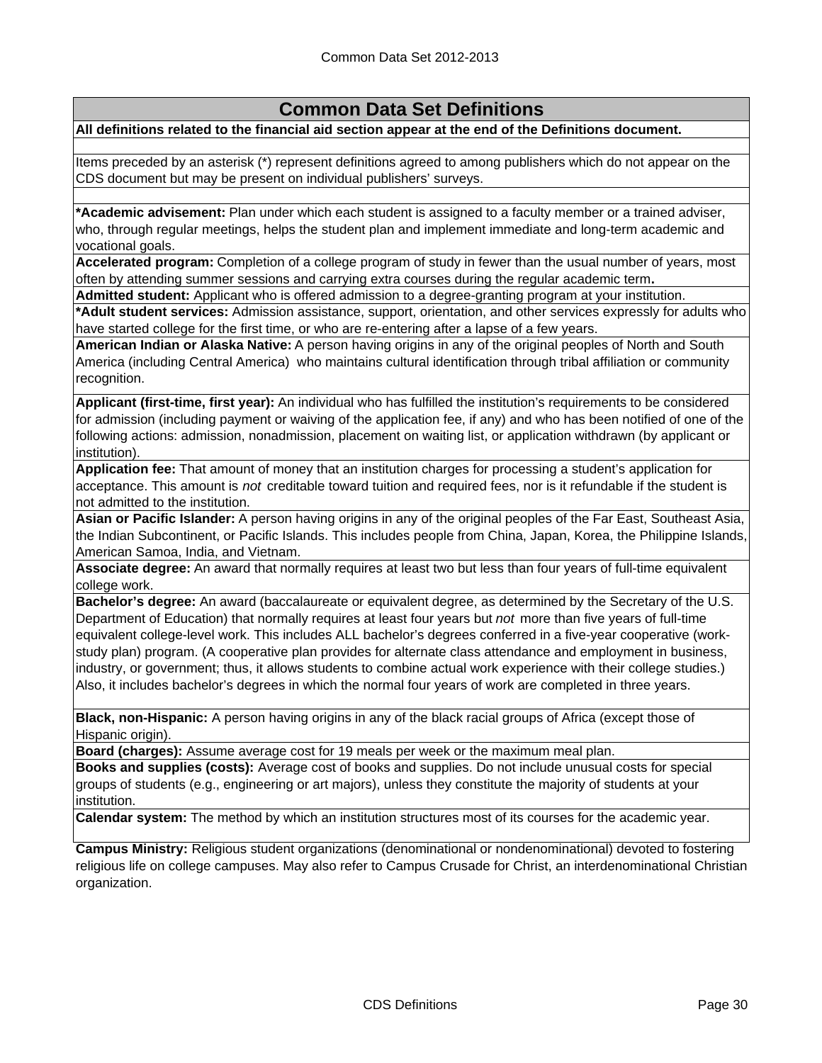## Common Data Set Definitions

**All definitions related to the financial aid section appear at the end of the Definitions document.**

Items preceded by an asterisk (*) represent definitions agreed to among publishers which do not appear on the CDS document but may be present on individual publishers' surveys.

**\*Academic advisement:** Plan under which each student is assigned to a faculty member or a trained adviser, who, through regular meetings, helps the student plan and implement immediate and long-term academic and vocational goals.

**Accelerated program:** Completion of a college program of study in fewer than the usual number of years, most often by attending summer sessions and carrying extra courses during the regular academic term**.**

**Admitted student:** Applicant who is offered admission to a degree-granting program at your institution.

**\*Adult student services:** Admission assistance, support, orientation, and other services expressly for adults who have started college for the first time, or who are re-entering after a lapse of a few years.

**American Indian or Alaska Native:** A person having origins in any of the original peoples of North and South America (including Central America) who maintains cultural identification through tribal affiliation or community recognition.

**Applicant (first-time, first year):** An individual who has fulfilled the institution's requirements to be considered for admission (including payment or waiving of the application fee, if any) and who has been notified of one of the following actions: admission, nonadmission, placement on waiting list, or application withdrawn (by applicant or institution).

**Application fee:** That amount of money that an institution charges for processing a student's application for acceptance. This amount is *not* creditable toward tuition and required fees, nor is it refundable if the student is not admitted to the institution.

**Asian or Pacific Islander:** A person having origins in any of the original peoples of the Far East, Southeast Asia, the Indian Subcontinent, or Pacific Islands. This includes people from China, Japan, Korea, the Philippine Islands, American Samoa, India, and Vietnam.

**Associate degree:** An award that normally requires at least two but less than four years of full-time equivalent college work.

**Bachelor's degree:** An award (baccalaureate or equivalent degree, as determined by the Secretary of the U.S. Department of Education) that normally requires at least four years but *not* more than five years of full-time equivalent college-level work. This includes ALL bachelor's degrees conferred in a five-year cooperative (work-study plan) program. (A cooperative plan provides for alternate class attendance and employment in business, industry, or government; thus, it allows students to combine actual work experience with their college studies.) Also, it includes bachelor's degrees in which the normal four years of work are completed in three years.

**Black, non-Hispanic:** A person having origins in any of the black racial groups of Africa (except those of Hispanic origin).

**Board (charges):** Assume average cost for 19 meals per week or the maximum meal plan.

**Books and supplies (costs):** Average cost of books and supplies. Do not include unusual costs for special groups of students (e.g., engineering or art majors), unless they constitute the majority of students at your institution.

**Calendar system:** The method by which an institution structures most of its courses for the academic year.

**Campus Ministry:** Religious student organizations (denominational or nondenominational) devoted to fostering religious life on college campuses. May also refer to Campus Crusade for Christ, an interdenominational Christian organization.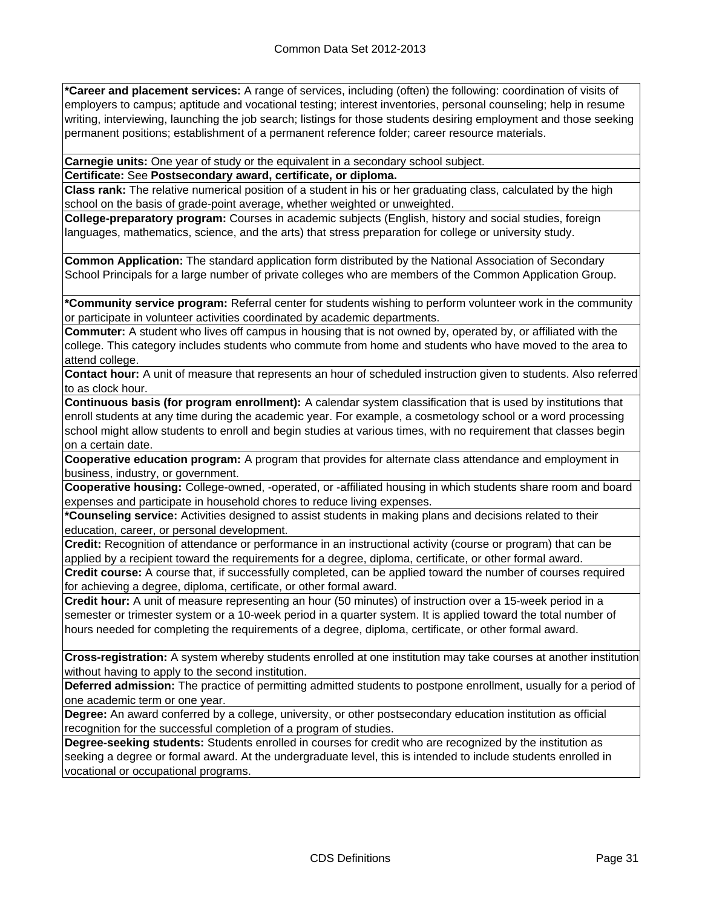**\*Career and placement services:** A range of services, including (often) the following: coordination of visits of employers to campus; aptitude and vocational testing; interest inventories, personal counseling; help in resume writing, interviewing, launching the job search; listings for those students desiring employment and those seeking permanent positions; establishment of a permanent reference folder; career resource materials.

**Carnegie units:** One year of study or the equivalent in a secondary school subject.

**Certificate:** See **Postsecondary award, certificate, or diploma.**

**Class rank:** The relative numerical position of a student in his or her graduating class, calculated by the high school on the basis of grade-point average, whether weighted or unweighted.

**College-preparatory program:** Courses in academic subjects (English, history and social studies, foreign languages, mathematics, science, and the arts) that stress preparation for college or university study.

**Common Application:** The standard application form distributed by the National Association of Secondary School Principals for a large number of private colleges who are members of the Common Application Group.

**\*Community service program:** Referral center for students wishing to perform volunteer work in the community or participate in volunteer activities coordinated by academic departments.

**Commuter:** A student who lives off campus in housing that is not owned by, operated by, or affiliated with the college. This category includes students who commute from home and students who have moved to the area to attend college.

**Contact hour:** A unit of measure that represents an hour of scheduled instruction given to students. Also referred to as clock hour.

**Continuous basis (for program enrollment):** A calendar system classification that is used by institutions that enroll students at any time during the academic year. For example, a cosmetology school or a word processing school might allow students to enroll and begin studies at various times, with no requirement that classes begin on a certain date.

**Cooperative education program:** A program that provides for alternate class attendance and employment in business, industry, or government.

**Cooperative housing:** College-owned, -operated, or -affiliated housing in which students share room and board expenses and participate in household chores to reduce living expenses.

**\*Counseling service:** Activities designed to assist students in making plans and decisions related to their education, career, or personal development.

**Credit:** Recognition of attendance or performance in an instructional activity (course or program) that can be applied by a recipient toward the requirements for a degree, diploma, certificate, or other formal award.

**Credit course:** A course that, if successfully completed, can be applied toward the number of courses required for achieving a degree, diploma, certificate, or other formal award.

**Credit hour:** A unit of measure representing an hour (50 minutes) of instruction over a 15-week period in a semester or trimester system or a 10-week period in a quarter system. It is applied toward the total number of hours needed for completing the requirements of a degree, diploma, certificate, or other formal award.

**Cross-registration:** A system whereby students enrolled at one institution may take courses at another institution without having to apply to the second institution.

**Deferred admission:** The practice of permitting admitted students to postpone enrollment, usually for a period of one academic term or one year.

**Degree:** An award conferred by a college, university, or other postsecondary education institution as official recognition for the successful completion of a program of studies.

**Degree-seeking students:** Students enrolled in courses for credit who are recognized by the institution as seeking a degree or formal award. At the undergraduate level, this is intended to include students enrolled in vocational or occupational programs.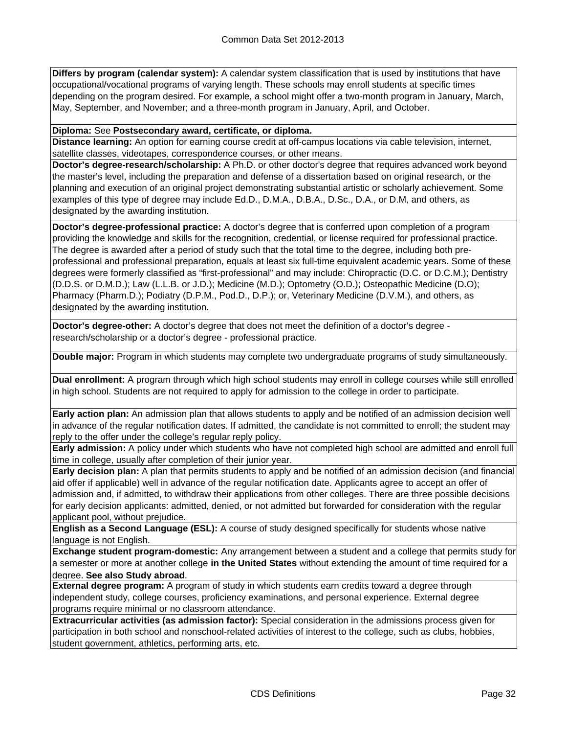**Differs by program (calendar system):** A calendar system classification that is used by institutions that have occupational/vocational programs of varying length. These schools may enroll students at specific times depending on the program desired. For example, a school might offer a two-month program in January, March, May, September, and November; and a three-month program in January, April, and October.

**Diploma:** See **Postsecondary award, certificate, or diploma.**

**Distance learning:** An option for earning course credit at off-campus locations via cable television, internet, satellite classes, videotapes, correspondence courses, or other means.

**Doctor's degree-research/scholarship:** A Ph.D. or other doctor's degree that requires advanced work beyond the master's level, including the preparation and defense of a dissertation based on original research, or the planning and execution of an original project demonstrating substantial artistic or scholarly achievement. Some examples of this type of degree may include Ed.D., D.M.A., D.B.A., D.Sc., D.A., or D.M, and others, as designated by the awarding institution.

**Doctor's degree-professional practice:** A doctor's degree that is conferred upon completion of a program providing the knowledge and skills for the recognition, credential, or license required for professional practice. The degree is awarded after a period of study such that the total time to the degree, including both pre-professional and professional preparation, equals at least six full-time equivalent academic years. Some of these degrees were formerly classified as "first-professional" and may include: Chiropractic (D.C. or D.C.M.); Dentistry (D.D.S. or D.M.D.); Law (L.L.B. or J.D.); Medicine (M.D.); Optometry (O.D.); Osteopathic Medicine (D.O); Pharmacy (Pharm.D.); Podiatry (D.P.M., Pod.D., D.P.); or, Veterinary Medicine (D.V.M.), and others, as designated by the awarding institution.

**Doctor's degree-other:** A doctor's degree that does not meet the definition of a doctor's degree - research/scholarship or a doctor's degree - professional practice.

**Double major:** Program in which students may complete two undergraduate programs of study simultaneously.

**Dual enrollment:** A program through which high school students may enroll in college courses while still enrolled in high school. Students are not required to apply for admission to the college in order to participate.

**Early action plan:** An admission plan that allows students to apply and be notified of an admission decision well in advance of the regular notification dates. If admitted, the candidate is not committed to enroll; the student may reply to the offer under the college's regular reply policy.

**Early admission:** A policy under which students who have not completed high school are admitted and enroll full time in college, usually after completion of their junior year.

**Early decision plan:** A plan that permits students to apply and be notified of an admission decision (and financial aid offer if applicable) well in advance of the regular notification date. Applicants agree to accept an offer of admission and, if admitted, to withdraw their applications from other colleges. There are three possible decisions for early decision applicants: admitted, denied, or not admitted but forwarded for consideration with the regular applicant pool, without prejudice.

**English as a Second Language (ESL):** A course of study designed specifically for students whose native language is not English.

**Exchange student program-domestic:** Any arrangement between a student and a college that permits study for a semester or more at another college **in the United States** without extending the amount of time required for a degree. **See also Study abroad**.

**External degree program:** A program of study in which students earn credits toward a degree through independent study, college courses, proficiency examinations, and personal experience. External degree programs require minimal or no classroom attendance.

**Extracurricular activities (as admission factor):** Special consideration in the admissions process given for participation in both school and nonschool-related activities of interest to the college, such as clubs, hobbies, student government, athletics, performing arts, etc.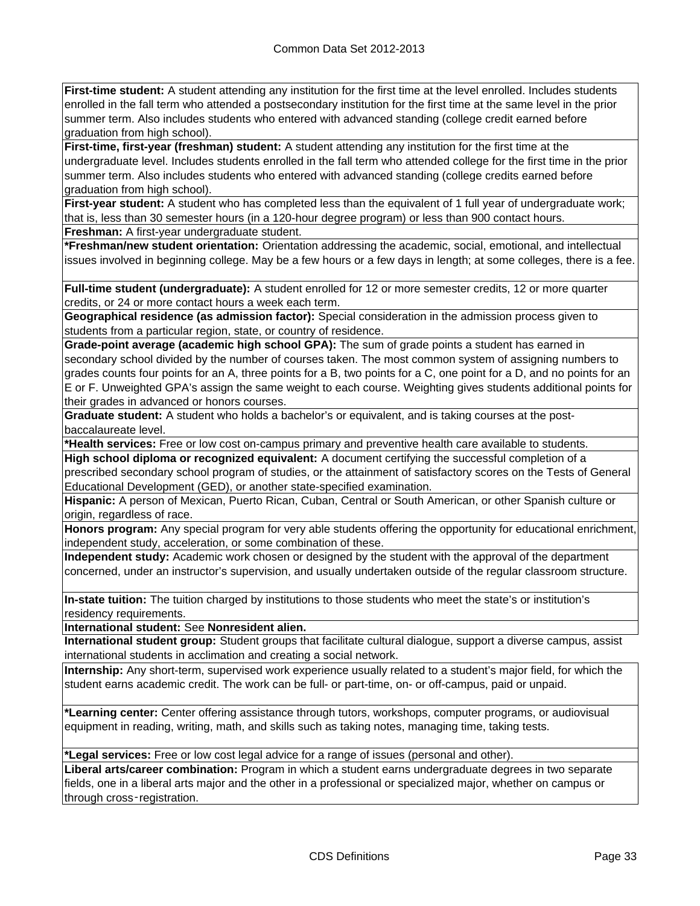**First-time student:** A student attending any institution for the first time at the level enrolled. Includes students enrolled in the fall term who attended a postsecondary institution for the first time at the same level in the prior summer term. Also includes students who entered with advanced standing (college credit earned before graduation from high school).

**First-time, first-year (freshman) student:** A student attending any institution for the first time at the undergraduate level. Includes students enrolled in the fall term who attended college for the first time in the prior summer term. Also includes students who entered with advanced standing (college credits earned before graduation from high school).

**First-year student:** A student who has completed less than the equivalent of 1 full year of undergraduate work; that is, less than 30 semester hours (in a 120-hour degree program) or less than 900 contact hours.

**Freshman:** A first-year undergraduate student.

***Freshman/new student orientation:** Orientation addressing the academic, social, emotional, and intellectual issues involved in beginning college. May be a few hours or a few days in length; at some colleges, there is a fee.

**Full-time student (undergraduate):** A student enrolled for 12 or more semester credits, 12 or more quarter credits, or 24 or more contact hours a week each term.

**Geographical residence (as admission factor):** Special consideration in the admission process given to students from a particular region, state, or country of residence.

**Grade-point average (academic high school GPA):** The sum of grade points a student has earned in secondary school divided by the number of courses taken. The most common system of assigning numbers to grades counts four points for an A, three points for a B, two points for a C, one point for a D, and no points for an E or F. Unweighted GPA's assign the same weight to each course. Weighting gives students additional points for their grades in advanced or honors courses.

**Graduate student:** A student who holds a bachelor's or equivalent, and is taking courses at the post-baccalaureate level.

***Health services:** Free or low cost on-campus primary and preventive health care available to students.

**High school diploma or recognized equivalent:** A document certifying the successful completion of a prescribed secondary school program of studies, or the attainment of satisfactory scores on the Tests of General Educational Development (GED), or another state-specified examination.

**Hispanic:** A person of Mexican, Puerto Rican, Cuban, Central or South American, or other Spanish culture or origin, regardless of race.

**Honors program:** Any special program for very able students offering the opportunity for educational enrichment, independent study, acceleration, or some combination of these.

**Independent study:** Academic work chosen or designed by the student with the approval of the department concerned, under an instructor's supervision, and usually undertaken outside of the regular classroom structure.

**In-state tuition:** The tuition charged by institutions to those students who meet the state's or institution's residency requirements.

**International student:** See **Nonresident alien.**

**International student group:** Student groups that facilitate cultural dialogue, support a diverse campus, assist international students in acclimation and creating a social network.

**Internship:** Any short-term, supervised work experience usually related to a student's major field, for which the student earns academic credit. The work can be full- or part-time, on- or off-campus, paid or unpaid.

***Learning center:** Center offering assistance through tutors, workshops, computer programs, or audiovisual equipment in reading, writing, math, and skills such as taking notes, managing time, taking tests.

***Legal services:** Free or low cost legal advice for a range of issues (personal and other).

**Liberal arts/career combination:** Program in which a student earns undergraduate degrees in two separate fields, one in a liberal arts major and the other in a professional or specialized major, whether on campus or through cross‑registration.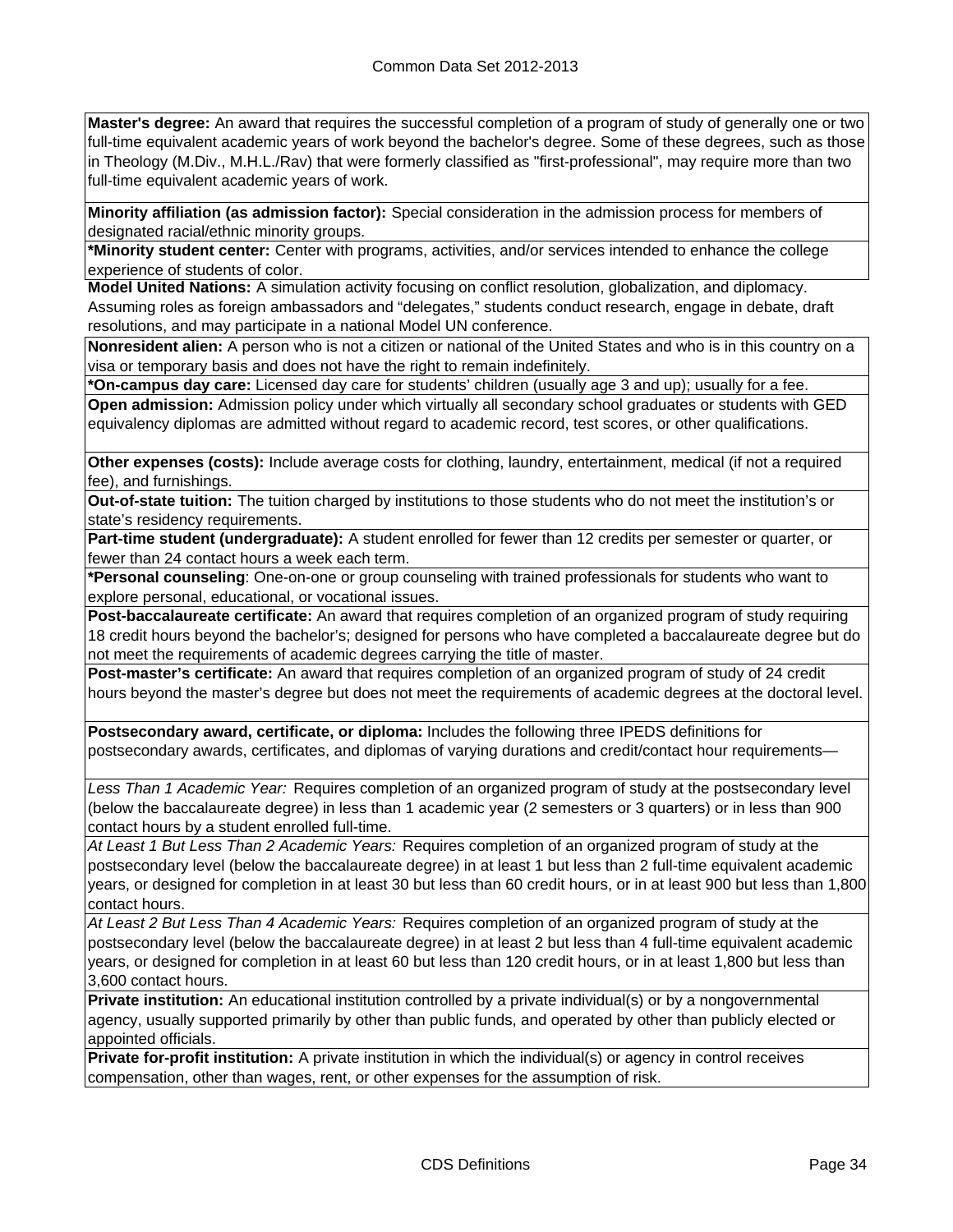**Master's degree:** An award that requires the successful completion of a program of study of generally one or two full-time equivalent academic years of work beyond the bachelor's degree. Some of these degrees, such as those in Theology (M.Div., M.H.L./Rav) that were formerly classified as "first-professional", may require more than two full-time equivalent academic years of work.

**Minority affiliation (as admission factor):** Special consideration in the admission process for members of designated racial/ethnic minority groups.

**\*Minority student center:** Center with programs, activities, and/or services intended to enhance the college experience of students of color.

**Model United Nations:** A simulation activity focusing on conflict resolution, globalization, and diplomacy. Assuming roles as foreign ambassadors and "delegates," students conduct research, engage in debate, draft resolutions, and may participate in a national Model UN conference.

**Nonresident alien:** A person who is not a citizen or national of the United States and who is in this country on a visa or temporary basis and does not have the right to remain indefinitely.

**\*On-campus day care:** Licensed day care for students' children (usually age 3 and up); usually for a fee.

**Open admission:** Admission policy under which virtually all secondary school graduates or students with GED equivalency diplomas are admitted without regard to academic record, test scores, or other qualifications.

**Other expenses (costs):** Include average costs for clothing, laundry, entertainment, medical (if not a required fee), and furnishings.

**Out-of-state tuition:** The tuition charged by institutions to those students who do not meet the institution's or state's residency requirements.

**Part-time student (undergraduate):** A student enrolled for fewer than 12 credits per semester or quarter, or fewer than 24 contact hours a week each term.

**\*Personal counseling**: One-on-one or group counseling with trained professionals for students who want to explore personal, educational, or vocational issues.

**Post-baccalaureate certificate:** An award that requires completion of an organized program of study requiring 18 credit hours beyond the bachelor's; designed for persons who have completed a baccalaureate degree but do not meet the requirements of academic degrees carrying the title of master.

**Post-master's certificate:** An award that requires completion of an organized program of study of 24 credit hours beyond the master's degree but does not meet the requirements of academic degrees at the doctoral level.

**Postsecondary award, certificate, or diploma:** Includes the following three IPEDS definitions for postsecondary awards, certificates, and diplomas of varying durations and credit/contact hour requirements—

*Less Than 1 Academic Year:* Requires completion of an organized program of study at the postsecondary level (below the baccalaureate degree) in less than 1 academic year (2 semesters or 3 quarters) or in less than 900 contact hours by a student enrolled full-time.

*At Least 1 But Less Than 2 Academic Years:* Requires completion of an organized program of study at the postsecondary level (below the baccalaureate degree) in at least 1 but less than 2 full-time equivalent academic years, or designed for completion in at least 30 but less than 60 credit hours, or in at least 900 but less than 1,800 contact hours.

*At Least 2 But Less Than 4 Academic Years:* Requires completion of an organized program of study at the postsecondary level (below the baccalaureate degree) in at least 2 but less than 4 full-time equivalent academic years, or designed for completion in at least 60 but less than 120 credit hours, or in at least 1,800 but less than 3,600 contact hours.

**Private institution:** An educational institution controlled by a private individual(s) or by a nongovernmental agency, usually supported primarily by other than public funds, and operated by other than publicly elected or appointed officials.

**Private for-profit institution:** A private institution in which the individual(s) or agency in control receives compensation, other than wages, rent, or other expenses for the assumption of risk.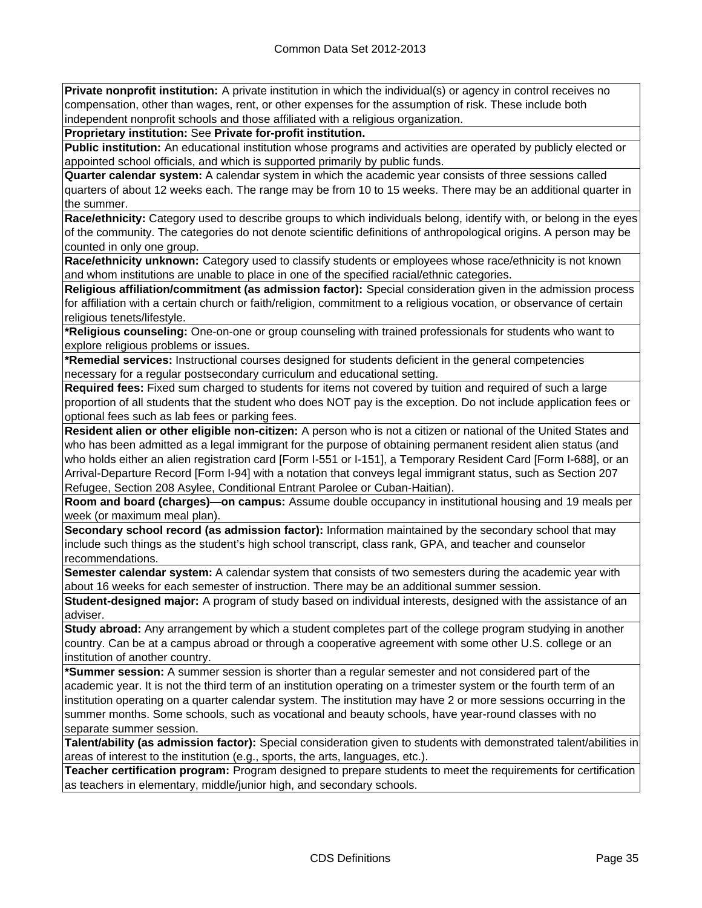**Private nonprofit institution:** A private institution in which the individual(s) or agency in control receives no compensation, other than wages, rent, or other expenses for the assumption of risk. These include both independent nonprofit schools and those affiliated with a religious organization.

**Proprietary institution:** See **Private for-profit institution.**

**Public institution:** An educational institution whose programs and activities are operated by publicly elected or appointed school officials, and which is supported primarily by public funds.

**Quarter calendar system:** A calendar system in which the academic year consists of three sessions called quarters of about 12 weeks each. The range may be from 10 to 15 weeks. There may be an additional quarter in the summer.

**Race/ethnicity:** Category used to describe groups to which individuals belong, identify with, or belong in the eyes of the community. The categories do not denote scientific definitions of anthropological origins. A person may be counted in only one group.

**Race/ethnicity unknown:** Category used to classify students or employees whose race/ethnicity is not known and whom institutions are unable to place in one of the specified racial/ethnic categories.

**Religious affiliation/commitment (as admission factor):** Special consideration given in the admission process for affiliation with a certain church or faith/religion, commitment to a religious vocation, or observance of certain religious tenets/lifestyle.

**\*Religious counseling:** One-on-one or group counseling with trained professionals for students who want to explore religious problems or issues.

**\*Remedial services:** Instructional courses designed for students deficient in the general competencies necessary for a regular postsecondary curriculum and educational setting.

**Required fees:** Fixed sum charged to students for items not covered by tuition and required of such a large proportion of all students that the student who does NOT pay is the exception. Do not include application fees or optional fees such as lab fees or parking fees.

**Resident alien or other eligible non-citizen:** A person who is not a citizen or national of the United States and who has been admitted as a legal immigrant for the purpose of obtaining permanent resident alien status (and who holds either an alien registration card [Form I-551 or I-151], a Temporary Resident Card [Form I-688], or an Arrival-Departure Record [Form I-94] with a notation that conveys legal immigrant status, such as Section 207 Refugee, Section 208 Asylee, Conditional Entrant Parolee or Cuban-Haitian).

**Room and board (charges)—on campus:** Assume double occupancy in institutional housing and 19 meals per week (or maximum meal plan).

**Secondary school record (as admission factor):** Information maintained by the secondary school that may include such things as the student's high school transcript, class rank, GPA, and teacher and counselor recommendations.

**Semester calendar system:** A calendar system that consists of two semesters during the academic year with about 16 weeks for each semester of instruction. There may be an additional summer session.

**Student-designed major:** A program of study based on individual interests, designed with the assistance of an adviser.

**Study abroad:** Any arrangement by which a student completes part of the college program studying in another country. Can be at a campus abroad or through a cooperative agreement with some other U.S. college or an institution of another country.

**\*Summer session:** A summer session is shorter than a regular semester and not considered part of the academic year. It is not the third term of an institution operating on a trimester system or the fourth term of an institution operating on a quarter calendar system. The institution may have 2 or more sessions occurring in the summer months. Some schools, such as vocational and beauty schools, have year-round classes with no separate summer session.

**Talent/ability (as admission factor):** Special consideration given to students with demonstrated talent/abilities in areas of interest to the institution (e.g., sports, the arts, languages, etc.).

**Teacher certification program:** Program designed to prepare students to meet the requirements for certification as teachers in elementary, middle/junior high, and secondary schools.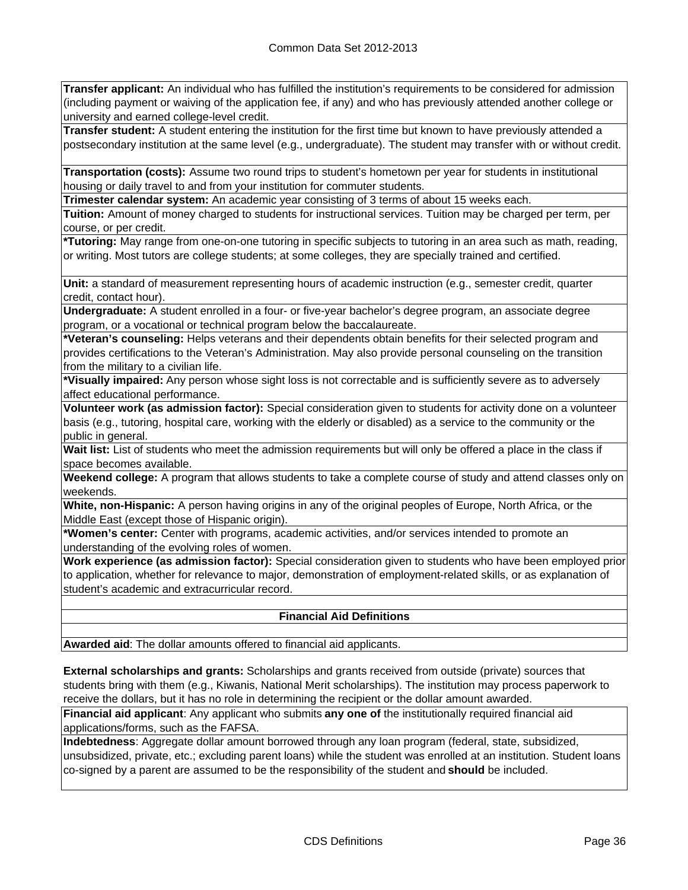**Transfer applicant:** An individual who has fulfilled the institution's requirements to be considered for admission (including payment or waiving of the application fee, if any) and who has previously attended another college or university and earned college-level credit.

**Transfer student:** A student entering the institution for the first time but known to have previously attended a postsecondary institution at the same level (e.g., undergraduate). The student may transfer with or without credit.

**Transportation (costs):** Assume two round trips to student's hometown per year for students in institutional housing or daily travel to and from your institution for commuter students.

**Trimester calendar system:** An academic year consisting of 3 terms of about 15 weeks each.

**Tuition:** Amount of money charged to students for instructional services. Tuition may be charged per term, per course, or per credit.

**\*Tutoring:** May range from one-on-one tutoring in specific subjects to tutoring in an area such as math, reading, or writing. Most tutors are college students; at some colleges, they are specially trained and certified.

**Unit:** a standard of measurement representing hours of academic instruction (e.g., semester credit, quarter credit, contact hour).

**Undergraduate:** A student enrolled in a four- or five-year bachelor's degree program, an associate degree program, or a vocational or technical program below the baccalaureate.

**\*Veteran's counseling:** Helps veterans and their dependents obtain benefits for their selected program and provides certifications to the Veteran's Administration. May also provide personal counseling on the transition from the military to a civilian life.

**\*Visually impaired:** Any person whose sight loss is not correctable and is sufficiently severe as to adversely affect educational performance.

**Volunteer work (as admission factor):** Special consideration given to students for activity done on a volunteer basis (e.g., tutoring, hospital care, working with the elderly or disabled) as a service to the community or the public in general.

**Wait list:** List of students who meet the admission requirements but will only be offered a place in the class if space becomes available.

**Weekend college:** A program that allows students to take a complete course of study and attend classes only on weekends.

**White, non-Hispanic:** A person having origins in any of the original peoples of Europe, North Africa, or the Middle East (except those of Hispanic origin).

**\*Women's center:** Center with programs, academic activities, and/or services intended to promote an understanding of the evolving roles of women.

**Work experience (as admission factor):** Special consideration given to students who have been employed prior to application, whether for relevance to major, demonstration of employment-related skills, or as explanation of student's academic and extracurricular record.

## Financial Aid Definitions

**Awarded aid**: The dollar amounts offered to financial aid applicants.

**External scholarships and grants:** Scholarships and grants received from outside (private) sources that students bring with them (e.g., Kiwanis, National Merit scholarships). The institution may process paperwork to receive the dollars, but it has no role in determining the recipient or the dollar amount awarded.

**Financial aid applicant**: Any applicant who submits **any one of** the institutionally required financial aid applications/forms, such as the FAFSA.

**Indebtedness**: Aggregate dollar amount borrowed through any loan program (federal, state, subsidized, unsubsidized, private, etc.; excluding parent loans) while the student was enrolled at an institution. Student loans co-signed by a parent are assumed to be the responsibility of the student and **should** be included.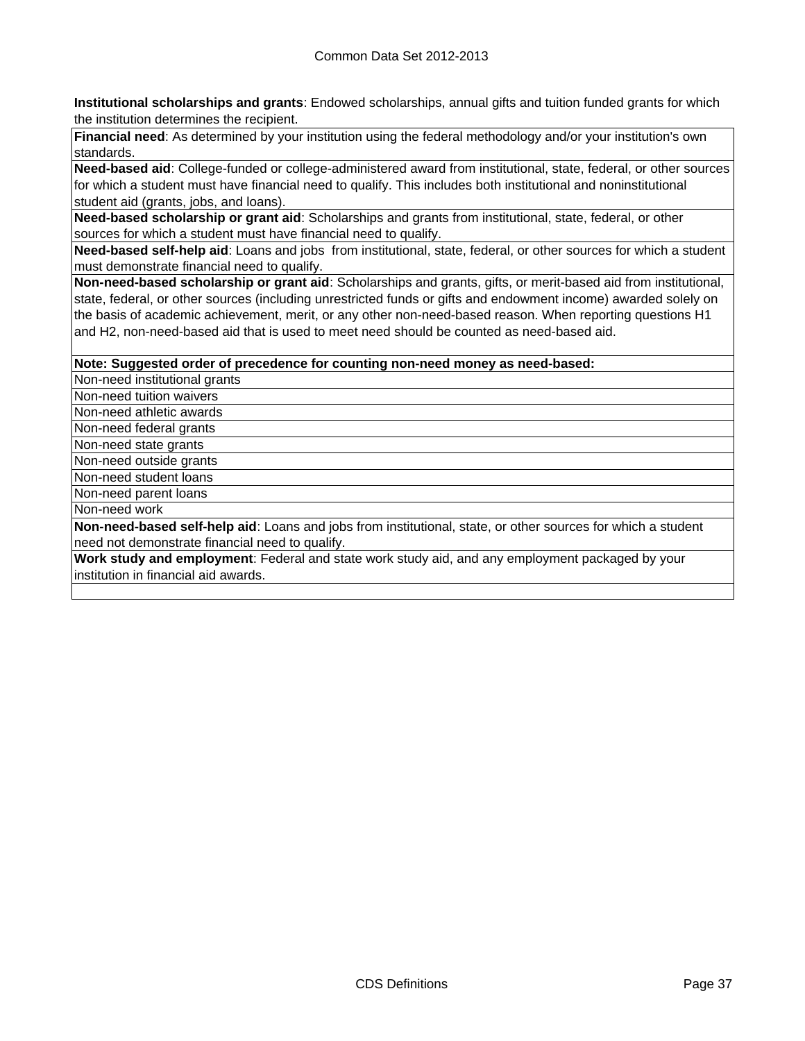**Institutional scholarships and grants**: Endowed scholarships, annual gifts and tuition funded grants for which the institution determines the recipient.

| |
|---|
| **Financial need**: As determined by your institution using the federal methodology and/or your institution's own standards. |
| **Need-based aid**: College-funded or college-administered award from institutional, state, federal, or other sources for which a student must have financial need to qualify. This includes both institutional and noninstitutional student aid (grants, jobs, and loans). |
| **Need-based scholarship or grant aid**: Scholarships and grants from institutional, state, federal, or other sources for which a student must have financial need to qualify. |
| **Need-based self-help aid**: Loans and jobs from institutional, state, federal, or other sources for which a student must demonstrate financial need to qualify. |
| **Non-need-based scholarship or grant aid**: Scholarships and grants, gifts, or merit-based aid from institutional, state, federal, or other sources (including unrestricted funds or gifts and endowment income) awarded solely on the basis of academic achievement, merit, or any other non-need-based reason. When reporting questions H1 and H2, non-need-based aid that is used to meet need should be counted as need-based aid. |
| **Note: Suggested order of precedence for counting non-need money as need-based:** |
| Non-need institutional grants |
| Non-need tuition waivers |
| Non-need athletic awards |
| Non-need federal grants |
| Non-need state grants |
| Non-need outside grants |
| Non-need student loans |
| Non-need parent loans |
| Non-need work |
| **Non-need-based self-help aid**: Loans and jobs from institutional, state, or other sources for which a student need not demonstrate financial need to qualify. |
| **Work study and employment**: Federal and state work study aid, and any employment packaged by your institution in financial aid awards. |
| |